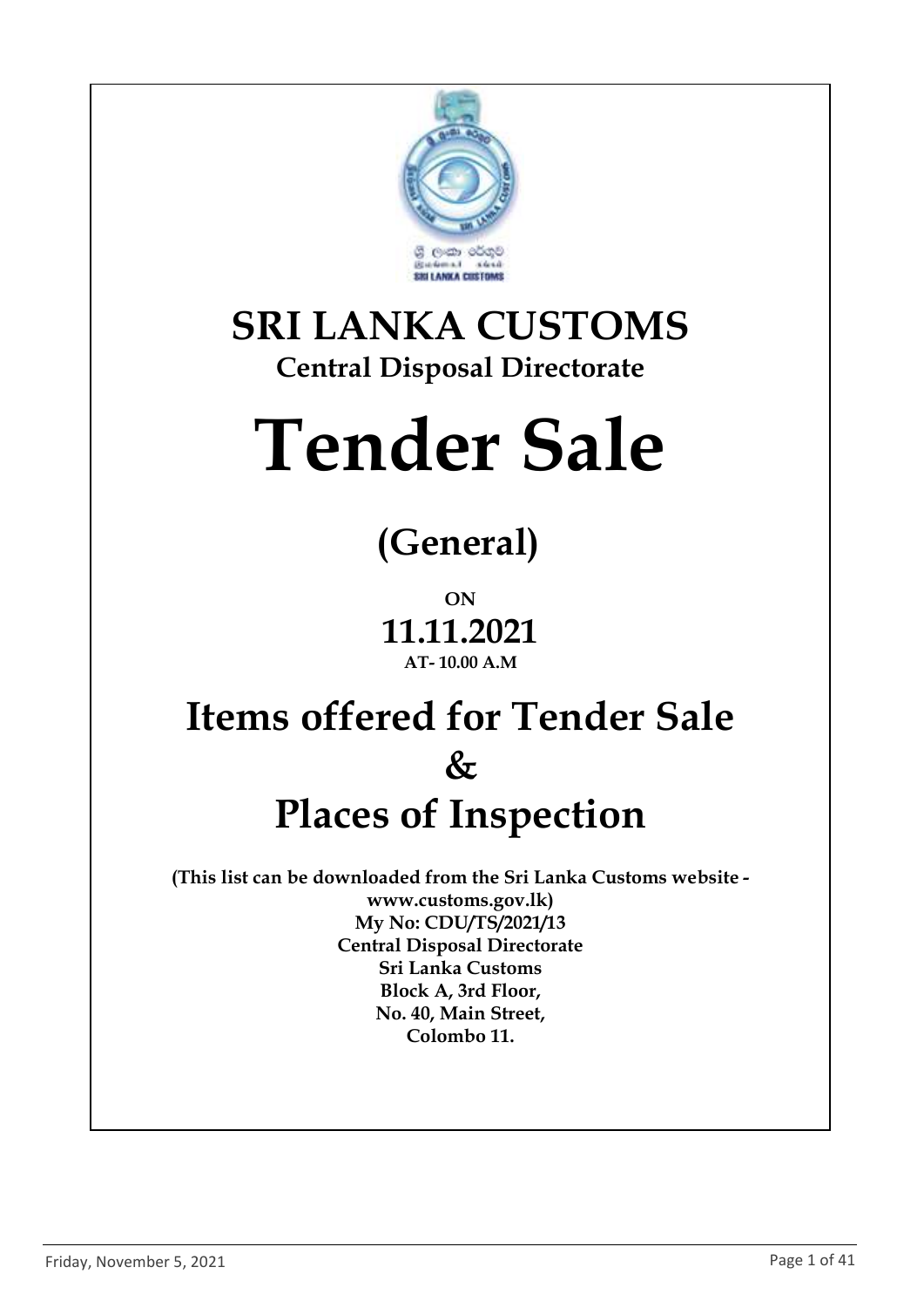# SRI LANKA CUSTOMS

## Central Disposal Directorate

# Tender Sale

## (General)

**ON**

## 11.11.2021

**AT- 10.00 A.M**

# Items offered for Tender Sale & Places of Inspection

**(This list can be downloaded from the Sri Lanka Customs website - www.customs.gov.lk)**

**My No: CDU/TS/2021/13**
**Central Disposal Directorate**
**Sri Lanka Customs**
**Block A, 3rd Floor,**
**No. 40, Main Street,**
**Colombo 11.**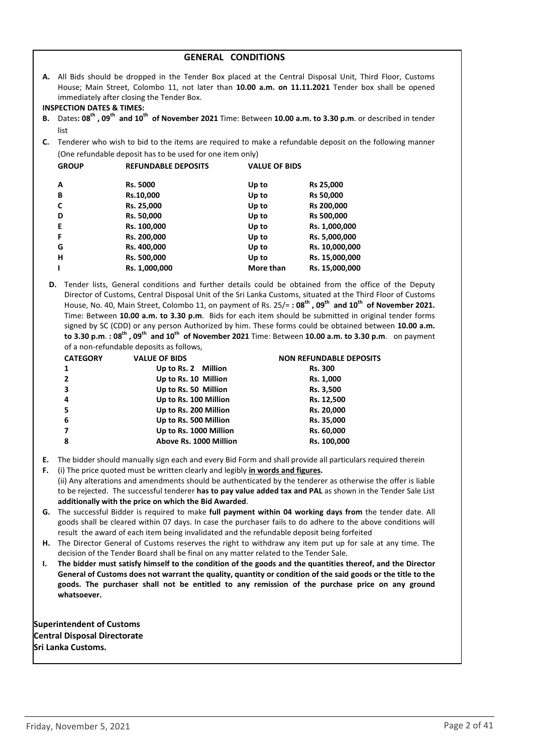## GENERAL CONDITIONS

**A.** All Bids should be dropped in the Tender Box placed at the Central Disposal Unit, Third Floor, Customs House; Main Street, Colombo 11, not later than **10.00 a.m. on 11.11.2021** Tender box shall be opened immediately after closing the Tender Box.

**INSPECTION DATES & TIMES:**

**B.** Dates**: 08th , 09th and 10th of November 2021** Time: Between **10.00 a.m. to 3.30 p.m**. or described in tender list

**C.** Tenderer who wish to bid to the items are required to make a refundable deposit on the following manner (One refundable deposit has to be used for one item only)

| GROUP | REFUNDABLE DEPOSITS | VALUE OF BIDS | |
|---|---|---|---|
| A | Rs. 5000 | Up to | Rs 25,000 |
| B | Rs.10,000 | Up to | Rs 50,000 |
| C | Rs. 25,000 | Up to | Rs 200,000 |
| D | Rs. 50,000 | Up to | Rs 500,000 |
| E | Rs. 100,000 | Up to | Rs. 1,000,000 |
| F | Rs. 200,000 | Up to | Rs. 5,000,000 |
| G | Rs. 400,000 | Up to | Rs. 10,000,000 |
| H | Rs. 500,000 | Up to | Rs. 15,000,000 |
| I | Rs. 1,000,000 | More than | Rs. 15,000,000 |

**D.** Tender lists, General conditions and further details could be obtained from the office of the Deputy Director of Customs, Central Disposal Unit of the Sri Lanka Customs, situated at the Third Floor of Customs House, No. 40, Main Street, Colombo 11, on payment of Rs. 25/= **: 08th , 09th and 10th of November 2021.** Time: Between **10.00 a.m. to 3.30 p.m**. Bids for each item should be submitted in original tender forms signed by SC (CDD) or any person Authorized by him. These forms could be obtained between **10.00 a.m. to 3.30 p.m**. **: 08th , 09th and 10th of November 2021** Time: Between **10.00 a.m. to 3.30 p.m**. on payment of a non-refundable deposits as follows,

| CATEGORY | VALUE OF BIDS | NON REFUNDABLE DEPOSITS |
|---|---|---|
| 1 | Up to Rs. 2 Million | Rs. 300 |
| 2 | Up to Rs. 10 Million | Rs. 1,000 |
| 3 | Up to Rs. 50 Million | Rs. 3,500 |
| 4 | Up to Rs. 100 Million | Rs. 12,500 |
| 5 | Up to Rs. 200 Million | Rs. 20,000 |
| 6 | Up to Rs. 500 Million | Rs. 35,000 |
| 7 | Up to Rs. 1000 Million | Rs. 60,000 |
| 8 | Above Rs. 1000 Million | Rs. 100,000 |

**E.** The bidder should manually sign each and every Bid Form and shall provide all particulars required therein

**F.** (i) The price quoted must be written clearly and legibly **in words and figures.**
(ii) Any alterations and amendments should be authenticated by the tenderer as otherwise the offer is liable to be rejected. The successful tenderer **has to pay value added tax and PAL** as shown in the Tender Sale List **additionally with the price on which the Bid Awarded**.

**G.** The successful Bidder is required to make **full payment within 04 working days from** the tender date. All goods shall be cleared within 07 days. In case the purchaser fails to do adhere to the above conditions will result the award of each item being invalidated and the refundable deposit being forfeited

**H.** The Director General of Customs reserves the right to withdraw any item put up for sale at any time. The decision of the Tender Board shall be final on any matter related to the Tender Sale.

**I. The bidder must satisfy himself to the condition of the goods and the quantities thereof, and the Director General of Customs does not warrant the quality, quantity or condition of the said goods or the title to the goods. The purchaser shall not be entitled to any remission of the purchase price on any ground whatsoever.**

**Superintendent of Customs**
**Central Disposal Directorate**
**Sri Lanka Customs.**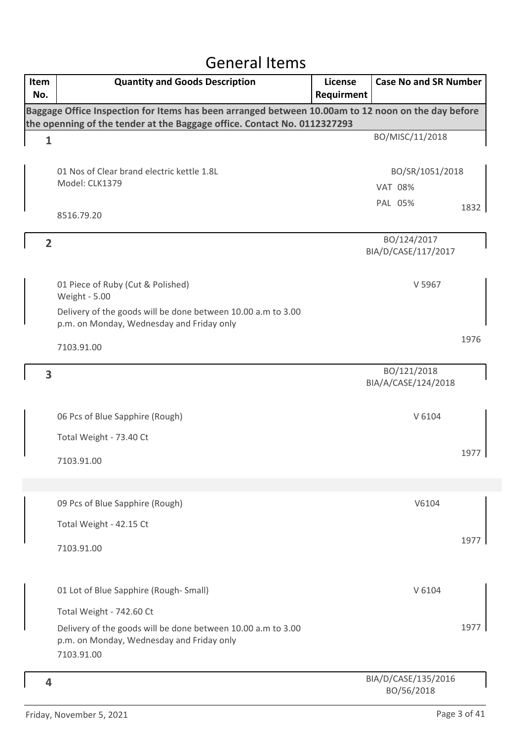# General Items

| Item No. | Quantity and Goods Description | License Requirment | Case No and SR Number | |
|---|---|---|---|---|
| **Baggage Office Inspection for Items has been arranged between 10.00am to 12 noon on the day before the openning of the tender at the Baggage office. Contact No. 0112327293** | | | | |
| **1** | | | BO/MISC/11/2018 | |
| | 01 Nos of Clear brand electric kettle 1.8L<br>Model: CLK1379<br><br>8516.79.20 | | BO/SR/1051/2018<br>VAT 08%<br>PAL 05% | 1832 |
| **2** | | | BO/124/2017<br>BIA/D/CASE/117/2017 | |
| | 01 Piece of Ruby (Cut & Polished)<br>Weight - 5.00<br>Delivery of the goods will be done between 10.00 a.m to 3.00 p.m. on Monday, Wednesday and Friday only<br><br>7103.91.00 | | V 5967 | 1976 |
| **3** | | | BO/121/2018<br>BIA/A/CASE/124/2018 | |
| | 06 Pcs of Blue Sapphire (Rough)<br>Total Weight - 73.40 Ct<br><br>7103.91.00 | | V 6104 | 1977 |
| | 09 Pcs of Blue Sapphire (Rough)<br>Total Weight - 42.15 Ct<br><br>7103.91.00 | | V6104 | 1977 |
| | 01 Lot of Blue Sapphire (Rough- Small)<br>Total Weight - 742.60 Ct<br>Delivery of the goods will be done between 10.00 a.m to 3.00 p.m. on Monday, Wednesday and Friday only<br>7103.91.00 | | V 6104 | 1977 |
| **4** | | | BIA/D/CASE/135/2016<br>BO/56/2018 | |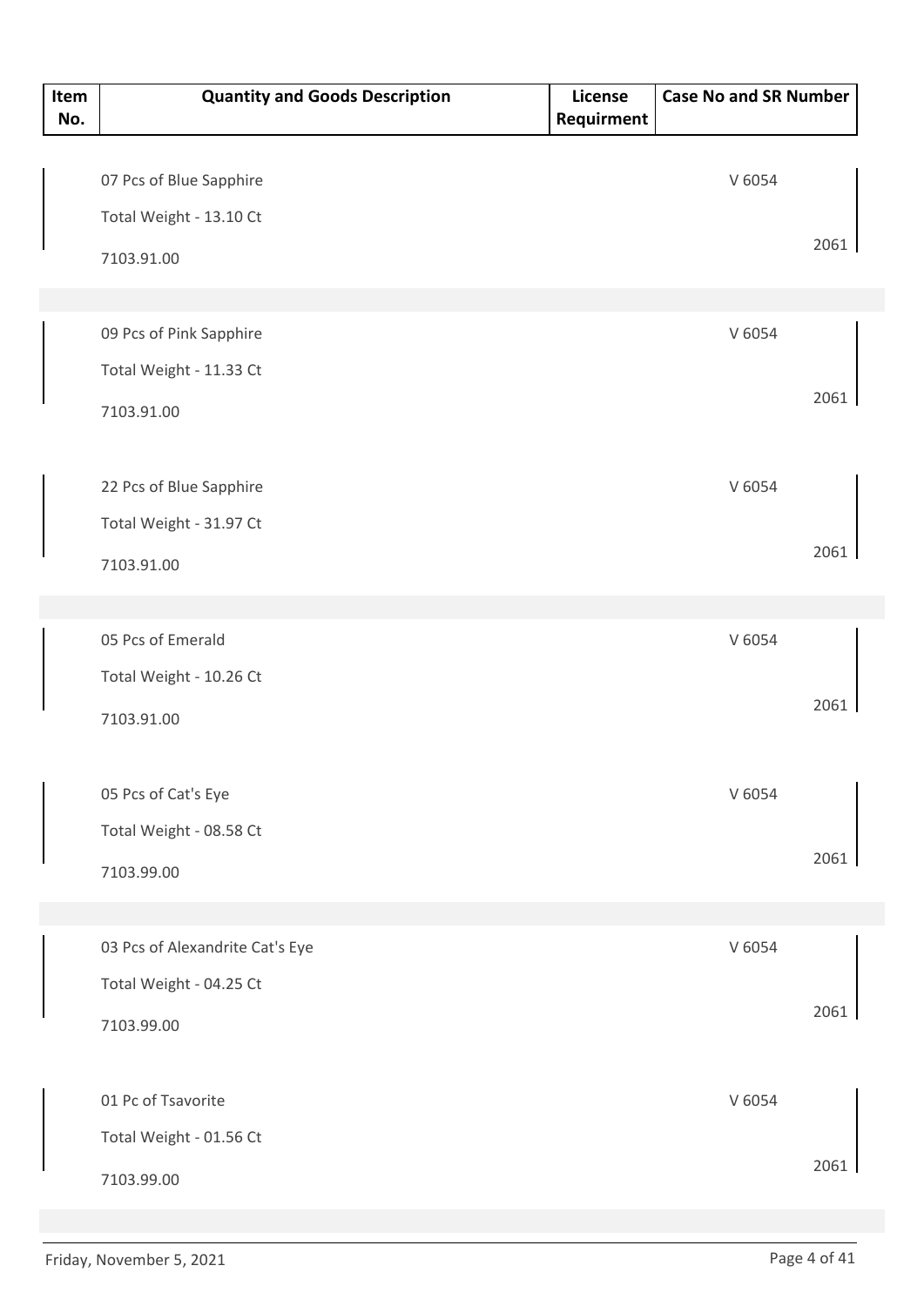| Item No. | Quantity and Goods Description | License Requirment | Case No and SR Number |
|---|---|---|---|
| | 07 Pcs of Blue Sapphire<br>Total Weight - 13.10 Ct<br>7103.91.00 | | V 6054<br>2061 |
| | 09 Pcs of Pink Sapphire<br>Total Weight - 11.33 Ct<br>7103.91.00 | | V 6054<br>2061 |
| | 22 Pcs of Blue Sapphire<br>Total Weight - 31.97 Ct<br>7103.91.00 | | V 6054<br>2061 |
| | 05 Pcs of Emerald<br>Total Weight - 10.26 Ct<br>7103.91.00 | | V 6054<br>2061 |
| | 05 Pcs of Cat's Eye<br>Total Weight - 08.58 Ct<br>7103.99.00 | | V 6054<br>2061 |
| | 03 Pcs of Alexandrite Cat's Eye<br>Total Weight - 04.25 Ct<br>7103.99.00 | | V 6054<br>2061 |
| | 01 Pc of Tsavorite<br>Total Weight - 01.56 Ct<br>7103.99.00 | | V 6054<br>2061 |

Friday, November 5, 2021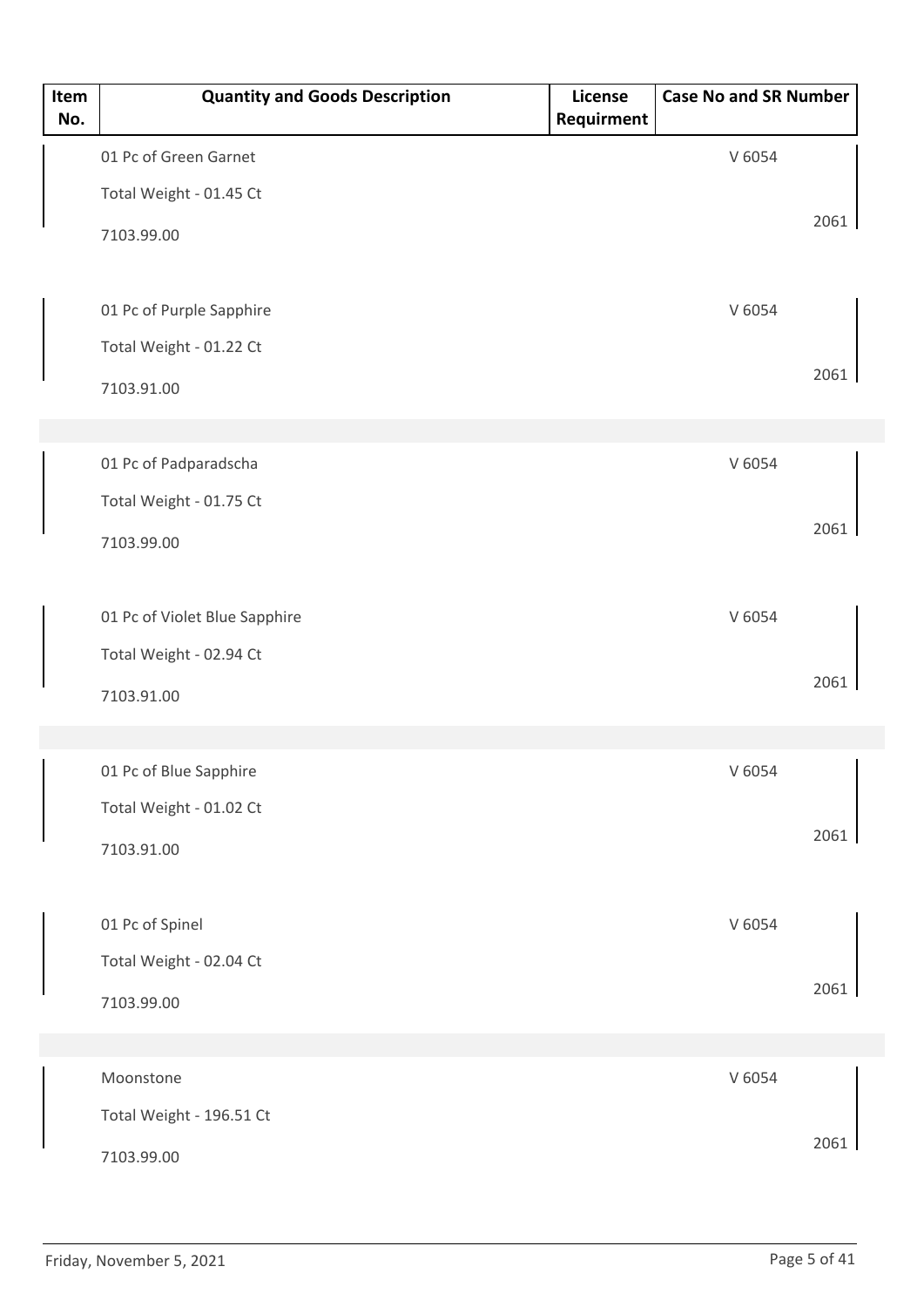| Item No. | Quantity and Goods Description | License Requirment | Case No and SR Number |
|---|---|---|---|
| | 01 Pc of Green Garnet<br>Total Weight - 01.45 Ct<br>7103.99.00 | | V 6054<br>2061 |
| | 01 Pc of Purple Sapphire<br>Total Weight - 01.22 Ct<br>7103.91.00 | | V 6054<br>2061 |
| | 01 Pc of Padparadscha<br>Total Weight - 01.75 Ct<br>7103.99.00 | | V 6054<br>2061 |
| | 01 Pc of Violet Blue Sapphire<br>Total Weight - 02.94 Ct<br>7103.91.00 | | V 6054<br>2061 |
| | 01 Pc of Blue Sapphire<br>Total Weight - 01.02 Ct<br>7103.91.00 | | V 6054<br>2061 |
| | 01 Pc of Spinel<br>Total Weight - 02.04 Ct<br>7103.99.00 | | V 6054<br>2061 |
| | Moonstone<br>Total Weight - 196.51 Ct<br>7103.99.00 | | V 6054<br>2061 |

Friday, November 5, 2021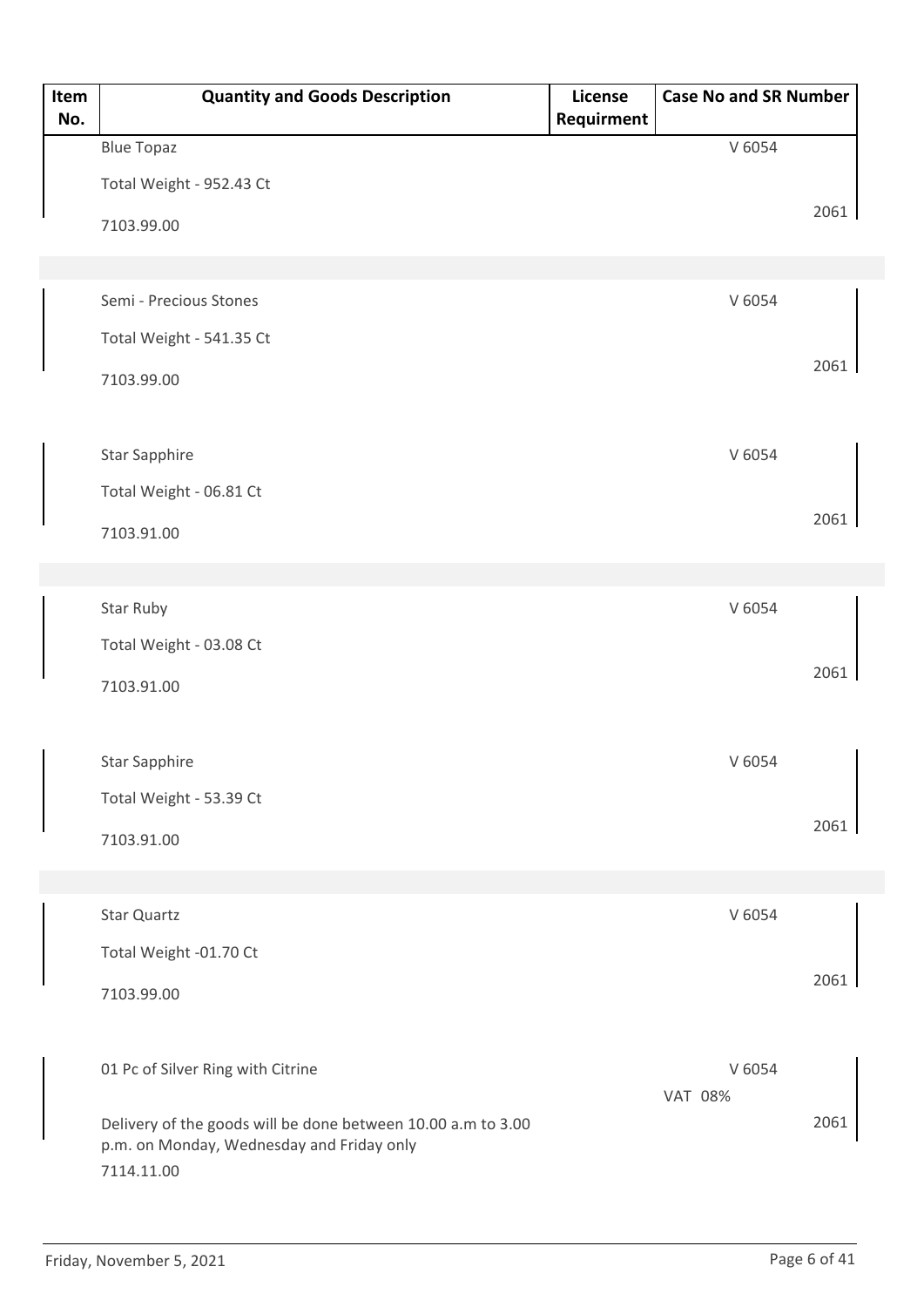| Item No. | Quantity and Goods Description | License Requirment | Case No and SR Number |
|---|---|---|---|
| | Blue Topaz<br>Total Weight - 952.43 Ct<br>7103.99.00 | | V 6054<br>2061 |
| | Semi - Precious Stones<br>Total Weight - 541.35 Ct<br>7103.99.00 | | V 6054<br>2061 |
| | Star Sapphire<br>Total Weight - 06.81 Ct<br>7103.91.00 | | V 6054<br>2061 |
| | Star Ruby<br>Total Weight - 03.08 Ct<br>7103.91.00 | | V 6054<br>2061 |
| | Star Sapphire<br>Total Weight - 53.39 Ct<br>7103.91.00 | | V 6054<br>2061 |
| | Star Quartz<br>Total Weight -01.70 Ct<br>7103.99.00 | | V 6054<br>2061 |
| | 01 Pc of Silver Ring with Citrine<br>Delivery of the goods will be done between 10.00 a.m to 3.00 p.m. on Monday, Wednesday and Friday only<br>7114.11.00 | | V 6054<br>VAT 08%<br>2061 |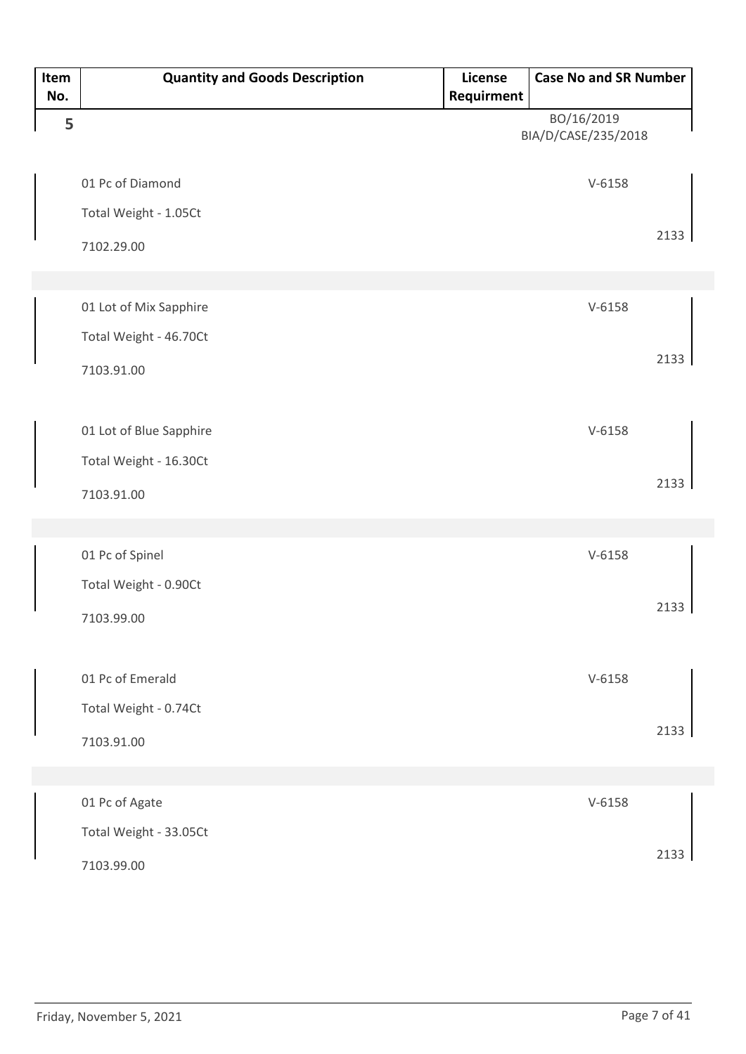| Item No. | Quantity and Goods Description | License Requirment | Case No and SR Number |
|---|---|---|---|
| 5 | | | BO/16/2019<br>BIA/D/CASE/235/2018 |
| | 01 Pc of Diamond<br>Total Weight - 1.05Ct<br>7102.29.00 | | V-6158<br>2133 |
| | 01 Lot of Mix Sapphire<br>Total Weight - 46.70Ct<br>7103.91.00 | | V-6158<br>2133 |
| | 01 Lot of Blue Sapphire<br>Total Weight - 16.30Ct<br>7103.91.00 | | V-6158<br>2133 |
| | 01 Pc of Spinel<br>Total Weight - 0.90Ct<br>7103.99.00 | | V-6158<br>2133 |
| | 01 Pc of Emerald<br>Total Weight - 0.74Ct<br>7103.91.00 | | V-6158<br>2133 |
| | 01 Pc of Agate<br>Total Weight - 33.05Ct<br>7103.99.00 | | V-6158<br>2133 |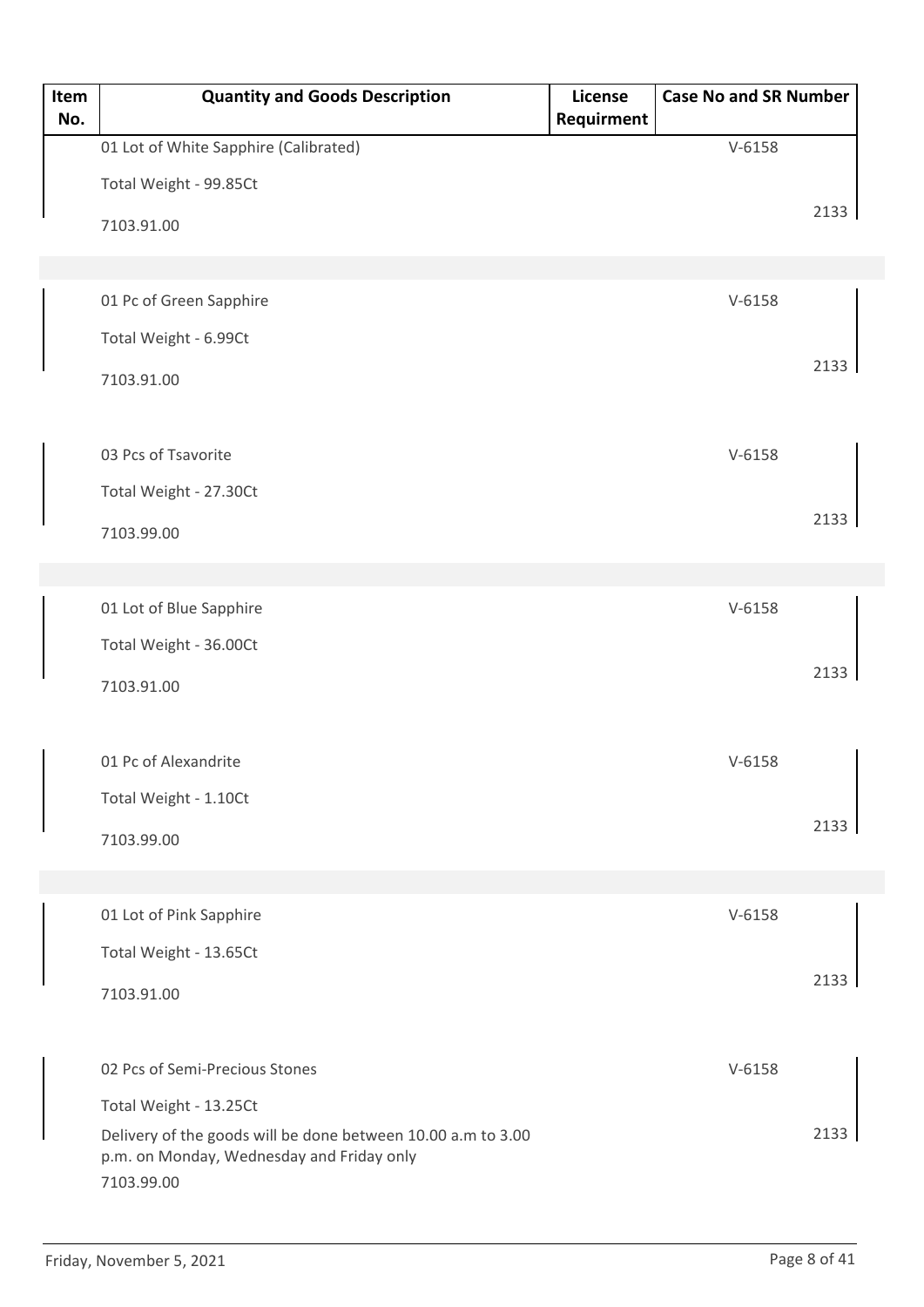| Item No. | Quantity and Goods Description | License Requirment | Case No and SR Number |
|---|---|---|---|
| | 01 Lot of White Sapphire (Calibrated)<br>Total Weight - 99.85Ct<br>7103.91.00 | | V-6158<br>2133 |
| | 01 Pc of Green Sapphire<br>Total Weight - 6.99Ct<br>7103.91.00 | | V-6158<br>2133 |
| | 03 Pcs of Tsavorite<br>Total Weight - 27.30Ct<br>7103.99.00 | | V-6158<br>2133 |
| | 01 Lot of Blue Sapphire<br>Total Weight - 36.00Ct<br>7103.91.00 | | V-6158<br>2133 |
| | 01 Pc of Alexandrite<br>Total Weight - 1.10Ct<br>7103.99.00 | | V-6158<br>2133 |
| | 01 Lot of Pink Sapphire<br>Total Weight - 13.65Ct<br>7103.91.00 | | V-6158<br>2133 |
| | 02 Pcs of Semi-Precious Stones<br>Total Weight - 13.25Ct<br>Delivery of the goods will be done between 10.00 a.m to 3.00 p.m. on Monday, Wednesday and Friday only<br>7103.99.00 | | V-6158<br>2133 |

Friday, November 5, 2021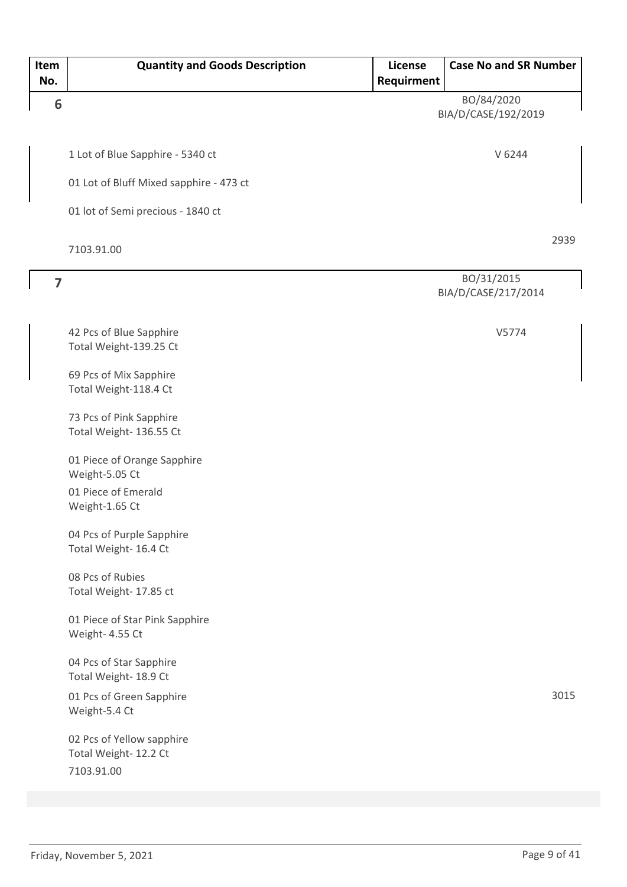| Item No. | Quantity and Goods Description | License Requirment | Case No and SR Number |
|---|---|---|---|
| 6 | 1 Lot of Blue Sapphire - 5340 ct<br><br>01 Lot of Bluff Mixed sapphire - 473 ct<br><br>01 lot of Semi precious - 1840 ct<br><br>7103.91.00 | | BO/84/2020<br>BIA/D/CASE/192/2019<br><br>V 6244<br><br>2939 |
| 7 | 42 Pcs of Blue Sapphire<br>Total Weight-139.25 Ct<br><br>69 Pcs of Mix Sapphire<br>Total Weight-118.4 Ct<br><br>73 Pcs of Pink Sapphire<br>Total Weight- 136.55 Ct<br><br>01 Piece of Orange Sapphire<br>Weight-5.05 Ct<br><br>01 Piece of Emerald<br>Weight-1.65 Ct<br><br>04 Pcs of Purple Sapphire<br>Total Weight- 16.4 Ct<br><br>08 Pcs of Rubies<br>Total Weight- 17.85 ct<br><br>01 Piece of Star Pink Sapphire<br>Weight- 4.55 Ct<br><br>04 Pcs of Star Sapphire<br>Total Weight- 18.9 Ct<br><br>01 Pcs of Green Sapphire<br>Weight-5.4 Ct<br><br>02 Pcs of Yellow sapphire<br>Total Weight- 12.2 Ct<br><br>7103.91.00 | | BO/31/2015<br>BIA/D/CASE/217/2014<br><br>V5774<br><br>3015 |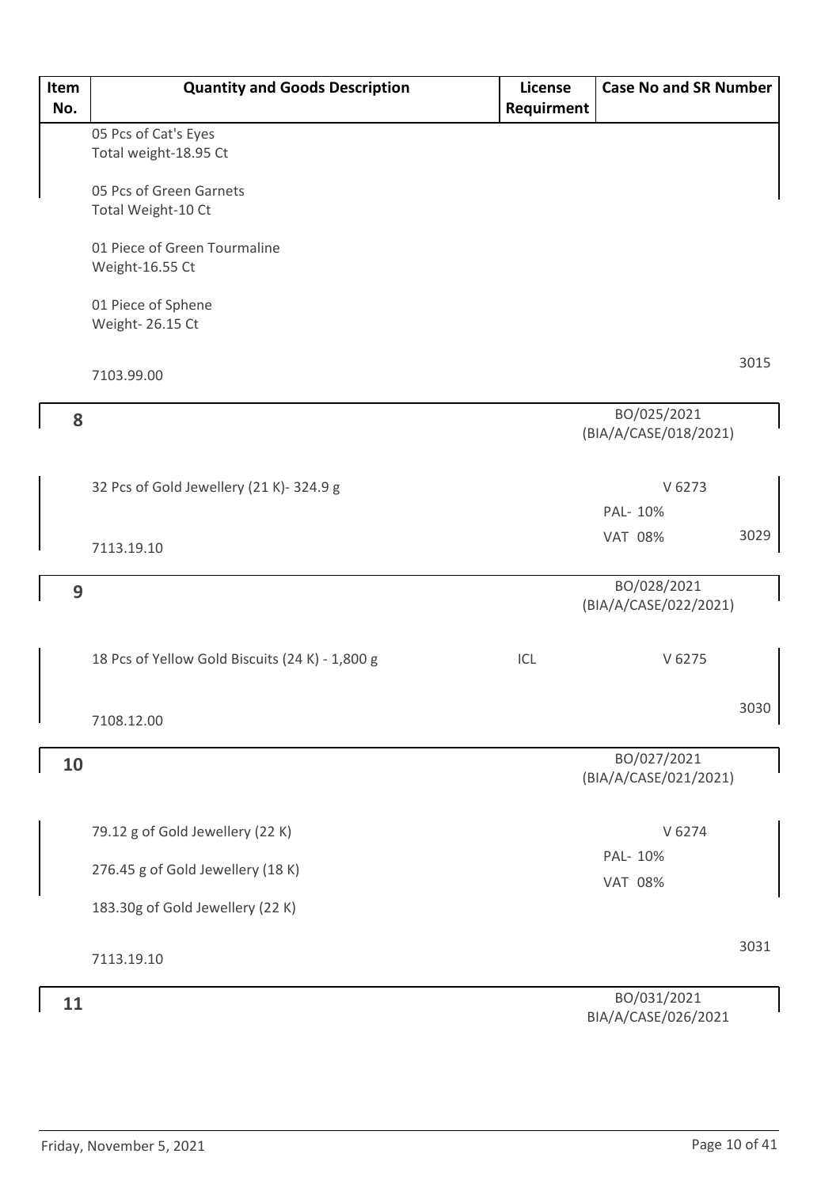| Item No. | Quantity and Goods Description | License Requirment | Case No and SR Number |
|---|---|---|---|
| | 05 Pcs of Cat's Eyes<br>Total weight-18.95 Ct<br><br>05 Pcs of Green Garnets<br>Total Weight-10 Ct<br><br>01 Piece of Green Tourmaline<br>Weight-16.55 Ct<br><br>01 Piece of Sphene<br>Weight- 26.15 Ct<br><br>7103.99.00 | | 3015 |
| **8** | 32 Pcs of Gold Jewellery (21 K)- 324.9 g<br><br>7113.19.10 | | BO/025/2021<br>(BIA/A/CASE/018/2021)<br><br>V 6273<br>PAL- 10%<br>VAT 08%<br>3029 |
| **9** | 18 Pcs of Yellow Gold Biscuits (24 K) - 1,800 g<br><br>7108.12.00 | ICL | BO/028/2021<br>(BIA/A/CASE/022/2021)<br><br>V 6275<br>3030 |
| **10** | 79.12 g of Gold Jewellery (22 K)<br>276.45 g of Gold Jewellery (18 K)<br>183.30g of Gold Jewellery (22 K)<br><br>7113.19.10 | | BO/027/2021<br>(BIA/A/CASE/021/2021)<br><br>V 6274<br>PAL- 10%<br>VAT 08%<br>3031 |
| **11** | | | BO/031/2021<br>BIA/A/CASE/026/2021 |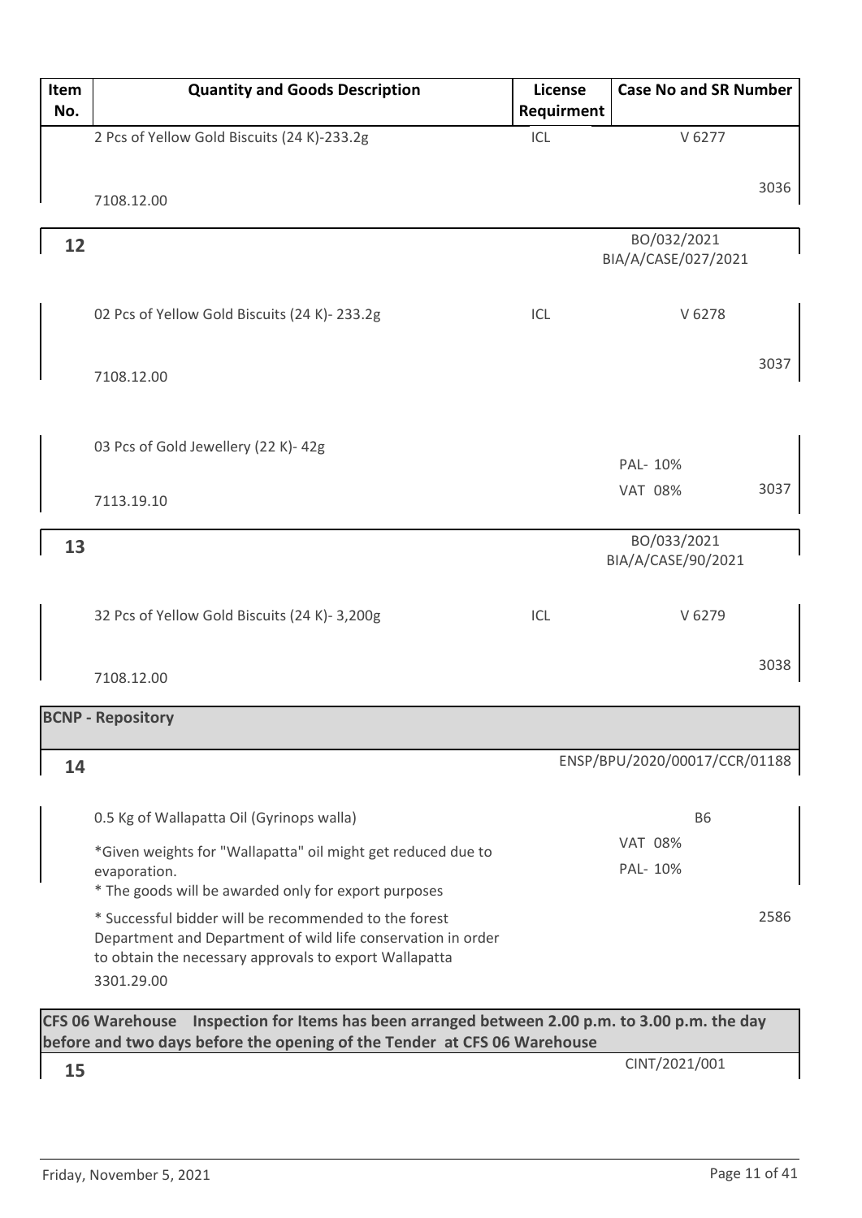| Item No. | Quantity and Goods Description | License Requirment | Case No and SR Number |
| --- | --- | --- | --- |
| | 2 Pcs of Yellow Gold Biscuits (24 K)-233.2g | ICL | V 6277 |
| | 7108.12.00 | | 3036 |
| **12** | | | BO/032/2021 BIA/A/CASE/027/2021 |
| | 02 Pcs of Yellow Gold Biscuits (24 K)- 233.2g | ICL | V 6278 |
| | 7108.12.00 | | 3037 |
| | 03 Pcs of Gold Jewellery (22 K)- 42g | | PAL- 10% VAT 08% |
| | 7113.19.10 | | 3037 |
| **13** | | | BO/033/2021 BIA/A/CASE/90/2021 |
| | 32 Pcs of Yellow Gold Biscuits (24 K)- 3,200g | ICL | V 6279 |
| | 7108.12.00 | | 3038 |
| **BCNP - Repository** | | | |
| **14** | | | ENSP/BPU/2020/00017/CCR/01188 |
| | 0.5 Kg of Wallapatta Oil (Gyrinops walla) | | B6 |
| | *Given weights for "Wallapatta" oil might get reduced due to evaporation. | | VAT 08% PAL- 10% |
| | * The goods will be awarded only for export purposes | | |
| | * Successful bidder will be recommended to the forest Department and Department of wild life conservation in order to obtain the necessary approvals to export Wallapatta | | 2586 |
| | 3301.29.00 | | |
| **CFS 06 Warehouse Inspection for Items has been arranged between 2.00 p.m. to 3.00 p.m. the day before and two days before the opening of the Tender at CFS 06 Warehouse** | | | |
| **15** | | | CINT/2021/001 |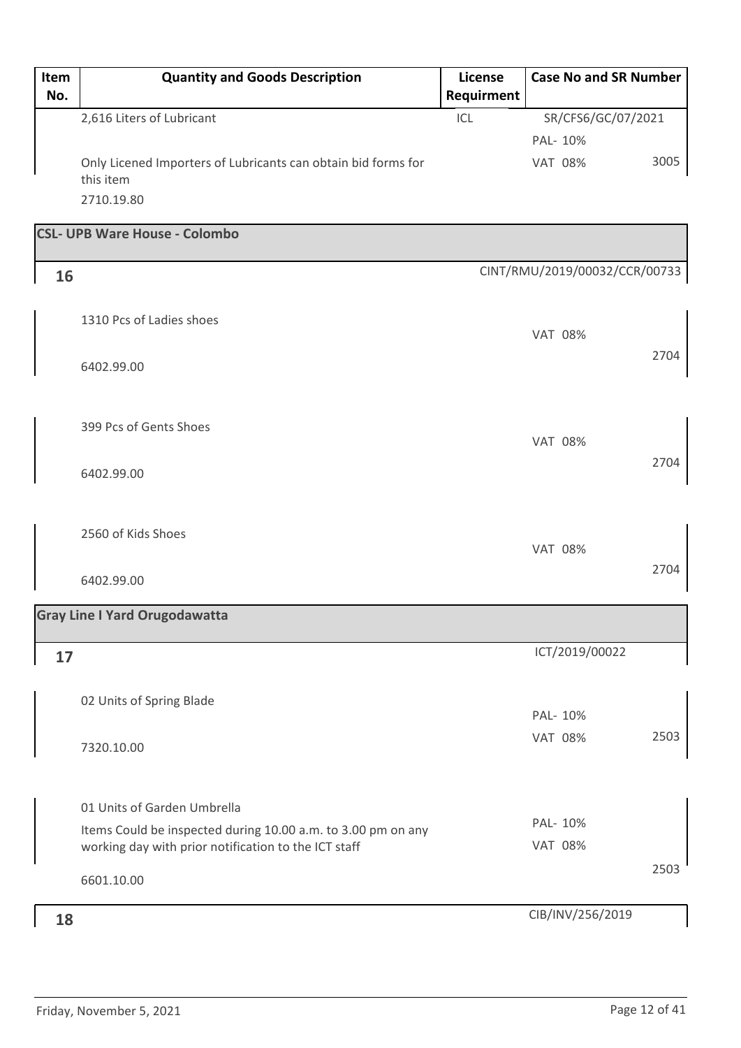| Item No. | Quantity and Goods Description | License Requirment | Case No and SR Number | |
|---|---|---|---|---|
| | 2,616 Liters of Lubricant<br>Only Licened Importers of Lubricants can obtain bid forms for this item<br>2710.19.80 | ICL | SR/CFS6/GC/07/2021<br>PAL- 10%<br>VAT 08% | 3005 |
| **CSL- UPB Ware House - Colombo** | | | | |
| **16** | | | CINT/RMU/2019/00032/CCR/00733 | |
| | 1310 Pcs of Ladies shoes<br>6402.99.00 | | VAT 08% | 2704 |
| | 399 Pcs of Gents Shoes<br>6402.99.00 | | VAT 08% | 2704 |
| | 2560 of Kids Shoes<br>6402.99.00 | | VAT 08% | 2704 |
| **Gray Line I Yard Orugodawatta** | | | | |
| **17** | | | ICT/2019/00022 | |
| | 02 Units of Spring Blade<br>7320.10.00 | | PAL- 10%<br>VAT 08% | 2503 |
| | 01 Units of Garden Umbrella<br>Items Could be inspected during 10.00 a.m. to 3.00 pm on any working day with prior notification to the ICT staff<br>6601.10.00 | | PAL- 10%<br>VAT 08% | 2503 |
| **18** | | | CIB/INV/256/2019 | |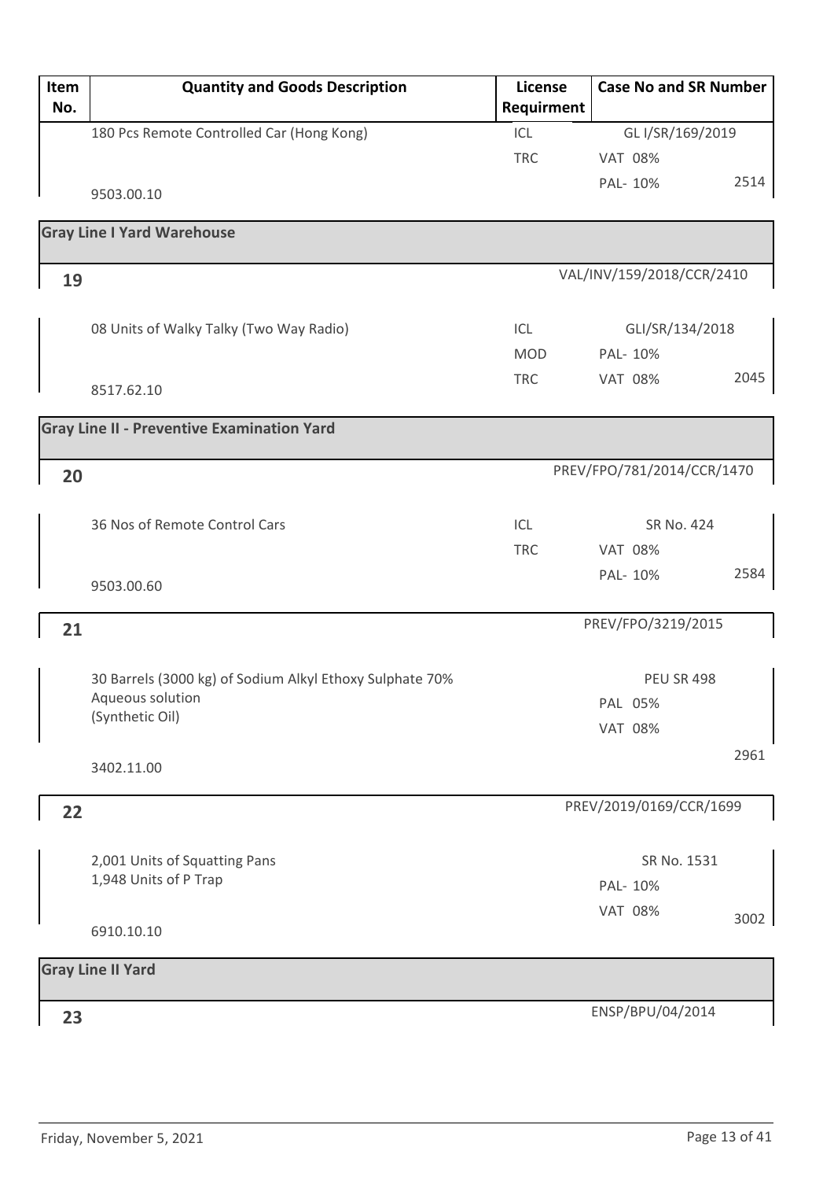| Item No. | Quantity and Goods Description | License Requirment | Case No and SR Number | |
|---|---|---|---|---|
| | 180 Pcs Remote Controlled Car (Hong Kong) | ICL | GL I/SR/169/2019 | |
| | | TRC | VAT 08% | |
| | 9503.00.10 | | PAL- 10% | 2514 |
| **Gray Line I Yard Warehouse** | | | | |
| **19** | | | VAL/INV/159/2018/CCR/2410 | |
| | 08 Units of Walky Talky (Two Way Radio) | ICL | GLI/SR/134/2018 | |
| | | MOD | PAL- 10% | |
| | 8517.62.10 | TRC | VAT 08% | 2045 |
| **Gray Line II - Preventive Examination Yard** | | | | |
| **20** | | | PREV/FPO/781/2014/CCR/1470 | |
| | 36 Nos of Remote Control Cars | ICL | SR No. 424 | |
| | | TRC | VAT 08% | |
| | 9503.00.60 | | PAL- 10% | 2584 |
| **21** | | | PREV/FPO/3219/2015 | |
| | 30 Barrels (3000 kg) of Sodium Alkyl Ethoxy Sulphate 70% Aqueous solution (Synthetic Oil) | | PEU SR 498 | |
| | | | PAL 05% | |
| | | | VAT 08% | |
| | 3402.11.00 | | | 2961 |
| **22** | | | PREV/2019/0169/CCR/1699 | |
| | 2,001 Units of Squatting Pans<br>1,948 Units of P Trap | | SR No. 1531 | |
| | | | PAL- 10% | |
| | 6910.10.10 | | VAT 08% | 3002 |
| **Gray Line II Yard** | | | | |
| **23** | | | ENSP/BPU/04/2014 | |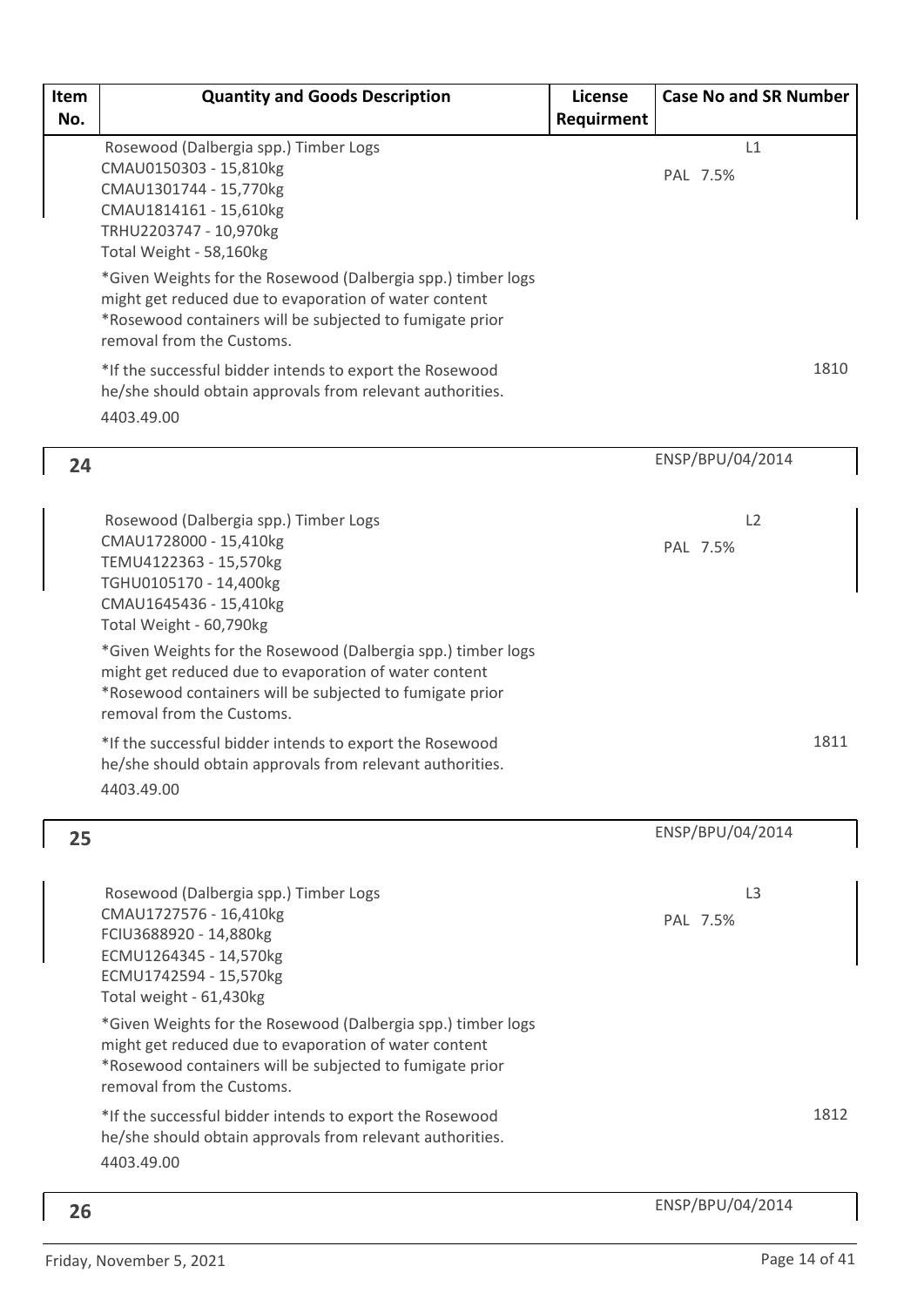| Item No. | Quantity and Goods Description | License Requirment | Case No and SR Number |
|---|---|---|---|
| | Rosewood (Dalbergia spp.) Timber Logs<br>CMAU0150303 - 15,810kg<br>CMAU1301744 - 15,770kg<br>CMAU1814161 - 15,610kg<br>TRHU2203747 - 10,970kg<br>Total Weight - 58,160kg<br>*Given Weights for the Rosewood (Dalbergia spp.) timber logs might get reduced due to evaporation of water content<br>*Rosewood containers will be subjected to fumigate prior removal from the Customs.<br>*If the successful bidder intends to export the Rosewood he/she should obtain approvals from relevant authorities.<br>4403.49.00 | | L1<br>PAL 7.5%<br>1810 |
| 24 | | | ENSP/BPU/04/2014 |
| | Rosewood (Dalbergia spp.) Timber Logs<br>CMAU1728000 - 15,410kg<br>TEMU4122363 - 15,570kg<br>TGHU0105170 - 14,400kg<br>CMAU1645436 - 15,410kg<br>Total Weight - 60,790kg<br>*Given Weights for the Rosewood (Dalbergia spp.) timber logs might get reduced due to evaporation of water content<br>*Rosewood containers will be subjected to fumigate prior removal from the Customs.<br>*If the successful bidder intends to export the Rosewood he/she should obtain approvals from relevant authorities.<br>4403.49.00 | | L2<br>PAL 7.5%<br>1811 |
| 25 | | | ENSP/BPU/04/2014 |
| | Rosewood (Dalbergia spp.) Timber Logs<br>CMAU1727576 - 16,410kg<br>FCIU3688920 - 14,880kg<br>ECMU1264345 - 14,570kg<br>ECMU1742594 - 15,570kg<br>Total weight - 61,430kg<br>*Given Weights for the Rosewood (Dalbergia spp.) timber logs might get reduced due to evaporation of water content<br>*Rosewood containers will be subjected to fumigate prior removal from the Customs.<br>*If the successful bidder intends to export the Rosewood he/she should obtain approvals from relevant authorities.<br>4403.49.00 | | L3<br>PAL 7.5%<br>1812 |
| 26 | | | ENSP/BPU/04/2014 |

Friday, November 5, 2021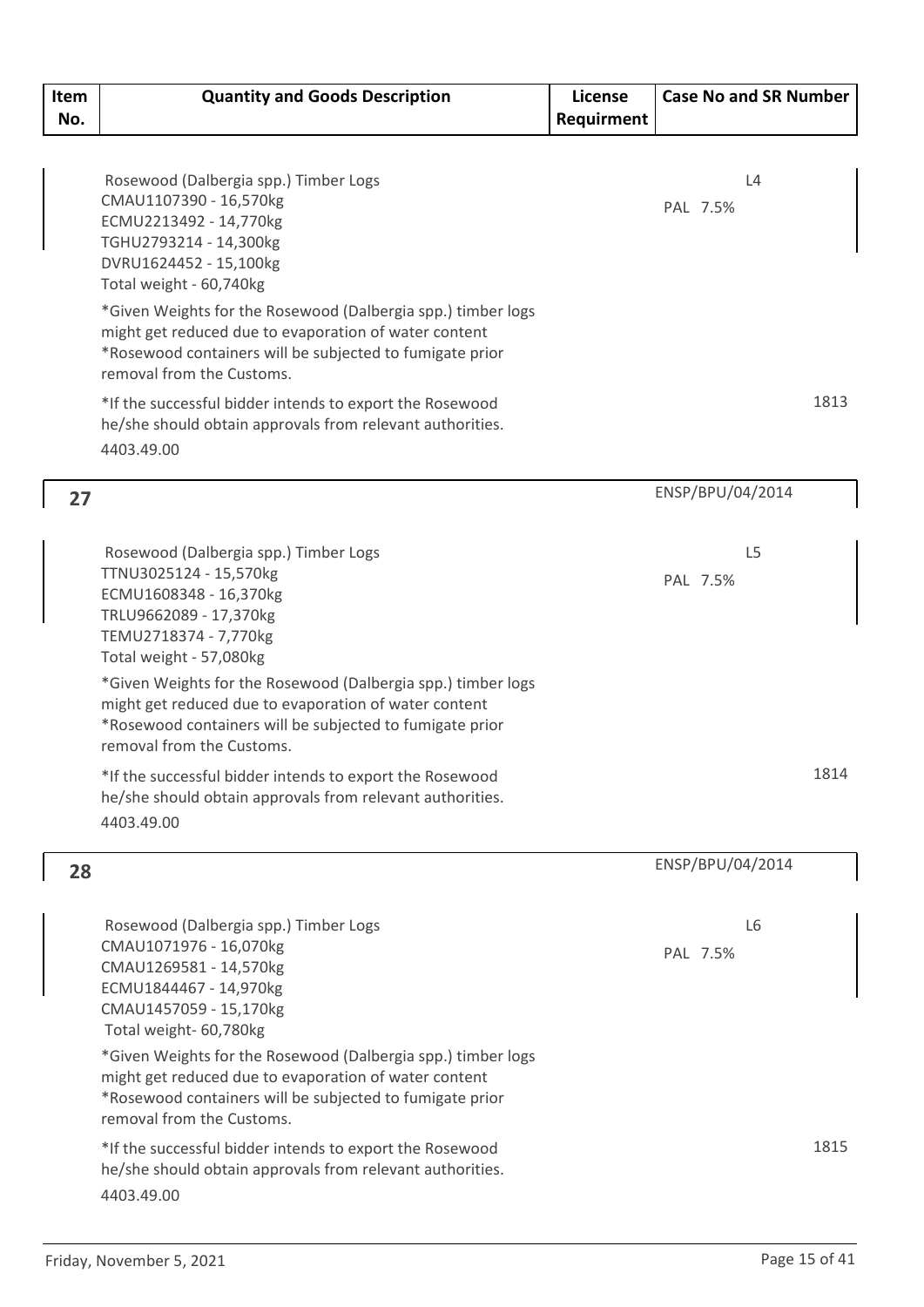| Item No. | Quantity and Goods Description | License Requirment | Case No and SR Number |
|---|---|---|---|
| | Rosewood (Dalbergia spp.) Timber Logs<br>CMAU1107390 - 16,570kg<br>ECMU2213492 - 14,770kg<br>TGHU2793214 - 14,300kg<br>DVRU1624452 - 15,100kg<br>Total weight - 60,740kg<br>*Given Weights for the Rosewood (Dalbergia spp.) timber logs might get reduced due to evaporation of water content<br>*Rosewood containers will be subjected to fumigate prior removal from the Customs.<br>*If the successful bidder intends to export the Rosewood he/she should obtain approvals from relevant authorities.<br>4403.49.00 | | L4<br>PAL 7.5%<br>1813 |
| 27 | Rosewood (Dalbergia spp.) Timber Logs<br>TTNU3025124 - 15,570kg<br>ECMU1608348 - 16,370kg<br>TRLU9662089 - 17,370kg<br>TEMU2718374 - 7,770kg<br>Total weight - 57,080kg<br>*Given Weights for the Rosewood (Dalbergia spp.) timber logs might get reduced due to evaporation of water content<br>*Rosewood containers will be subjected to fumigate prior removal from the Customs.<br>*If the successful bidder intends to export the Rosewood he/she should obtain approvals from relevant authorities.<br>4403.49.00 | | ENSP/BPU/04/2014<br>L5<br>PAL 7.5%<br>1814 |
| 28 | Rosewood (Dalbergia spp.) Timber Logs<br>CMAU1071976 - 16,070kg<br>CMAU1269581 - 14,570kg<br>ECMU1844467 - 14,970kg<br>CMAU1457059 - 15,170kg<br>Total weight- 60,780kg<br>*Given Weights for the Rosewood (Dalbergia spp.) timber logs might get reduced due to evaporation of water content<br>*Rosewood containers will be subjected to fumigate prior removal from the Customs.<br>*If the successful bidder intends to export the Rosewood he/she should obtain approvals from relevant authorities.<br>4403.49.00 | | ENSP/BPU/04/2014<br>L6<br>PAL 7.5%<br>1815 |

Friday, November 5, 2021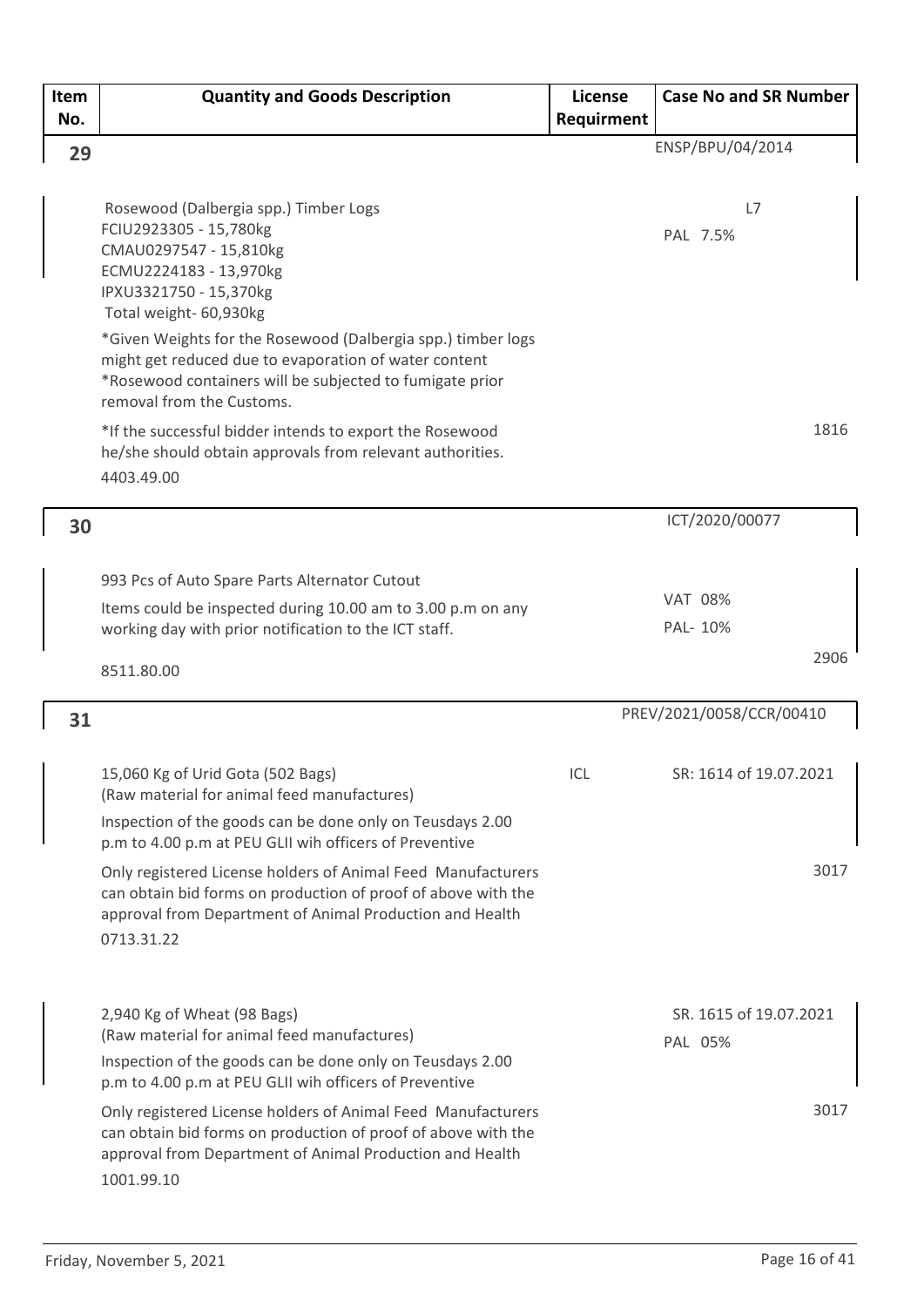| Item No. | Quantity and Goods Description | License Requirment | Case No and SR Number |
|---|---|---|---|
| 29 | | | ENSP/BPU/04/2014 |
| | Rosewood (Dalbergia spp.) Timber Logs<br>FCIU2923305 - 15,780kg<br>CMAU0297547 - 15,810kg<br>ECMU2224183 - 13,970kg<br>IPXU3321750 - 15,370kg<br>Total weight- 60,930kg<br>*Given Weights for the Rosewood (Dalbergia spp.) timber logs might get reduced due to evaporation of water content<br>*Rosewood containers will be subjected to fumigate prior removal from the Customs.<br>*If the successful bidder intends to export the Rosewood he/she should obtain approvals from relevant authorities.<br>4403.49.00 | | L7<br>PAL 7.5%<br>1816 |
| 30 | | | ICT/2020/00077 |
| | 993 Pcs of Auto Spare Parts Alternator Cutout<br>Items could be inspected during 10.00 am to 3.00 p.m on any working day with prior notification to the ICT staff.<br>8511.80.00 | | VAT 08%<br>PAL- 10%<br>2906 |
| 31 | | | PREV/2021/0058/CCR/00410 |
| | 15,060 Kg of Urid Gota (502 Bags)<br>(Raw material for animal feed manufactures)<br>Inspection of the goods can be done only on Teusdays 2.00 p.m to 4.00 p.m at PEU GLII wih officers of Preventive<br>Only registered License holders of Animal Feed Manufacturers can obtain bid forms on production of proof of above with the approval from Department of Animal Production and Health<br>0713.31.22 | ICL | SR: 1614 of 19.07.2021<br>3017 |
| | 2,940 Kg of Wheat (98 Bags)<br>(Raw material for animal feed manufactures)<br>Inspection of the goods can be done only on Teusdays 2.00 p.m to 4.00 p.m at PEU GLII wih officers of Preventive<br>Only registered License holders of Animal Feed Manufacturers can obtain bid forms on production of proof of above with the approval from Department of Animal Production and Health<br>1001.99.10 | | SR. 1615 of 19.07.2021<br>PAL 05%<br>3017 |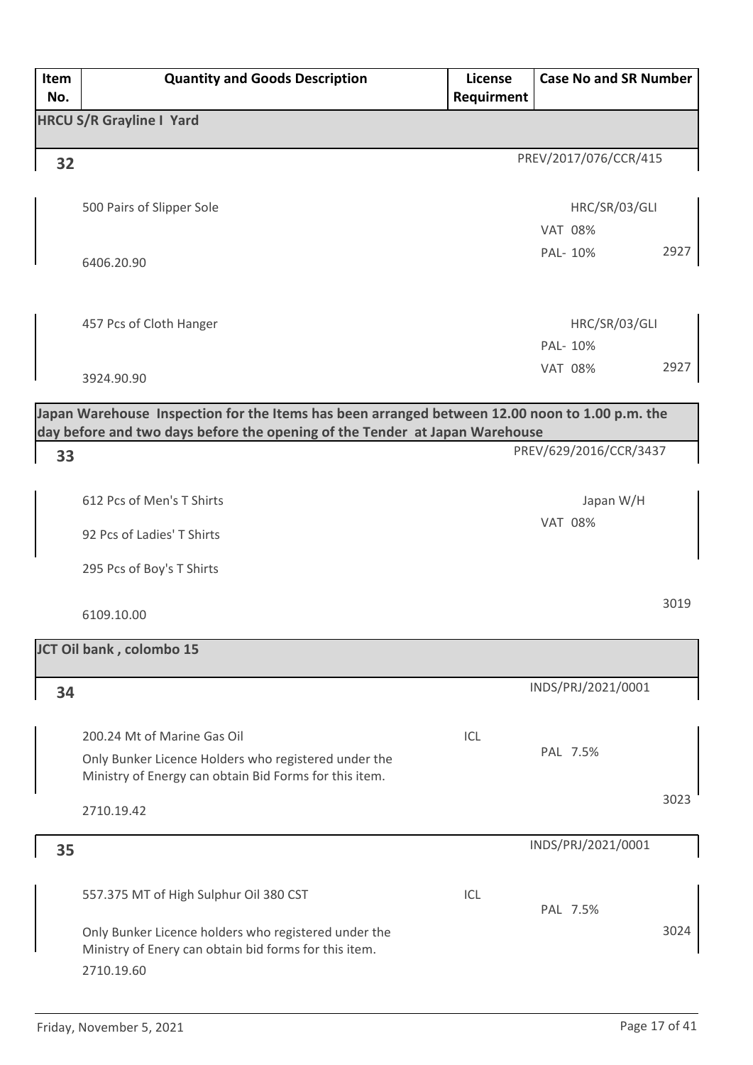| Item No. | Quantity and Goods Description | License Requirment | Case No and SR Number |
|---|---|---|---|
| **HRCU S/R Grayline I Yard** | | | |
| **32** | | | PREV/2017/076/CCR/415 |
| | 500 Pairs of Slipper Sole<br>6406.20.90 | | HRC/SR/03/GLI<br>VAT 08%<br>PAL- 10%<br>2927 |
| | 457 Pcs of Cloth Hanger<br>3924.90.90 | | HRC/SR/03/GLI<br>PAL- 10%<br>VAT 08%<br>2927 |
| **Japan Warehouse Inspection for the Items has been arranged between 12.00 noon to 1.00 p.m. the day before and two days before the opening of the Tender at Japan Warehouse** | | | |
| **33** | | | PREV/629/2016/CCR/3437 |
| | 612 Pcs of Men's T Shirts<br>92 Pcs of Ladies' T Shirts<br>295 Pcs of Boy's T Shirts<br>6109.10.00 | | Japan W/H<br>VAT 08%<br>3019 |
| **JCT Oil bank , colombo 15** | | | |
| **34** | | | INDS/PRJ/2021/0001 |
| | 200.24 Mt of Marine Gas Oil<br>Only Bunker Licence Holders who registered under the Ministry of Energy can obtain Bid Forms for this item.<br>2710.19.42 | ICL | PAL 7.5%<br>3023 |
| **35** | | | INDS/PRJ/2021/0001 |
| | 557.375 MT of High Sulphur Oil 380 CST<br>Only Bunker Licence holders who registered under the Ministry of Enery can obtain bid forms for this item.<br>2710.19.60 | ICL | PAL 7.5%<br>3024 |

Friday, November 5, 2021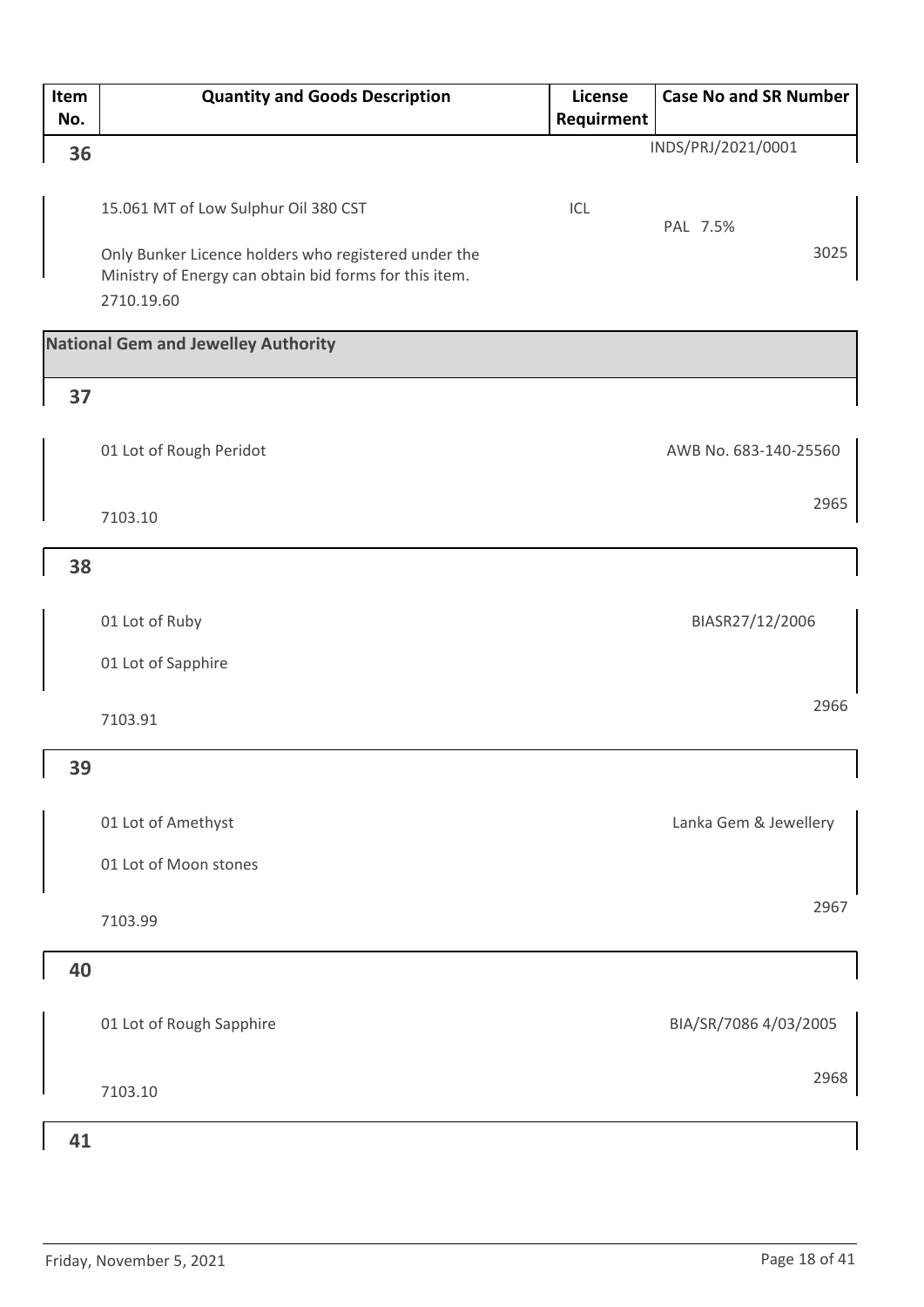| Item No. | Quantity and Goods Description | License Requirment | Case No and SR Number |
|---|---|---|---|
| 36 | 15.061 MT of Low Sulphur Oil 380 CST<br><br>Only Bunker Licence holders who registered under the Ministry of Energy can obtain bid forms for this item.<br><br>2710.19.60 | ICL | INDS/PRJ/2021/0001<br><br>PAL 7.5%<br><br>3025 |
| **National Gem and Jewelley Authority** | | | |
| 37 | 01 Lot of Rough Peridot<br><br>7103.10 | | AWB No. 683-140-25560<br><br>2965 |
| 38 | 01 Lot of Ruby<br><br>01 Lot of Sapphire<br><br>7103.91 | | BIASR27/12/2006<br><br>2966 |
| 39 | 01 Lot of Amethyst<br><br>01 Lot of Moon stones<br><br>7103.99 | | Lanka Gem & Jewellery<br><br>2967 |
| 40 | 01 Lot of Rough Sapphire<br><br>7103.10 | | BIA/SR/7086 4/03/2005<br><br>2968 |
| 41 | | | |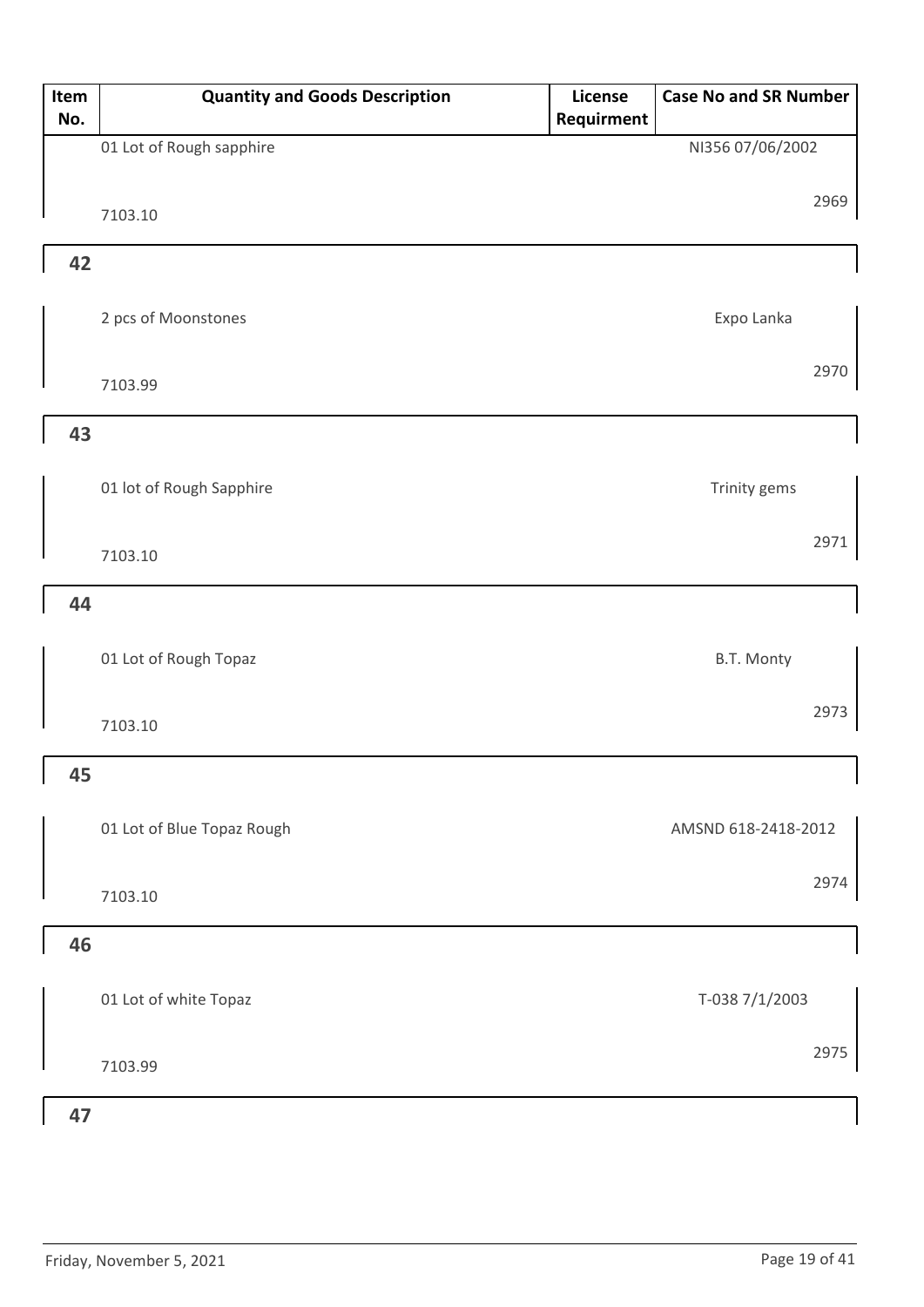| Item No. | Quantity and Goods Description | License Requirment | Case No and SR Number |
|---|---|---|---|
| | 01 Lot of Rough sapphire<br>7103.10 | | NI356 07/06/2002<br>2969 |
| 42 | 2 pcs of Moonstones<br>7103.99 | | Expo Lanka<br>2970 |
| 43 | 01 lot of Rough Sapphire<br>7103.10 | | Trinity gems<br>2971 |
| 44 | 01 Lot of Rough Topaz<br>7103.10 | | B.T. Monty<br>2973 |
| 45 | 01 Lot of Blue Topaz Rough<br>7103.10 | | AMSND 618-2418-2012<br>2974 |
| 46 | 01 Lot of white Topaz<br>7103.99 | | T-038 7/1/2003<br>2975 |
| 47 | | | |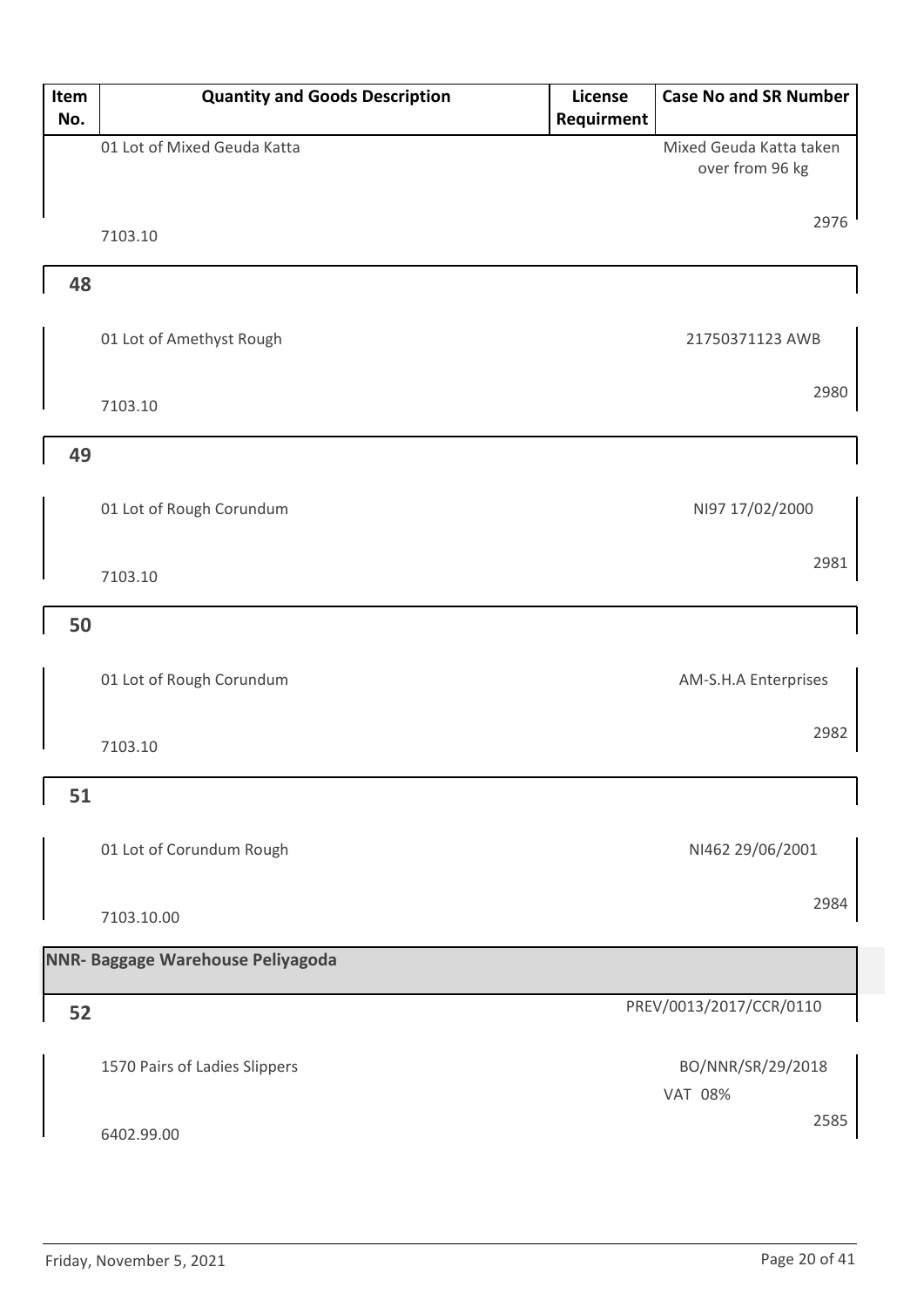| Item No. | Quantity and Goods Description | License Requirment | Case No and SR Number |
|---|---|---|---|
| | 01 Lot of Mixed Geuda Katta<br>7103.10 | | Mixed Geuda Katta taken over from 96 kg<br>2976 |
| 48 | 01 Lot of Amethyst Rough<br>7103.10 | | 21750371123 AWB<br>2980 |
| 49 | 01 Lot of Rough Corundum<br>7103.10 | | NI97 17/02/2000<br>2981 |
| 50 | 01 Lot of Rough Corundum<br>7103.10 | | AM-S.H.A Enterprises<br>2982 |
| 51 | 01 Lot of Corundum Rough<br>7103.10.00 | | NI462 29/06/2001<br>2984 |
| **NNR- Baggage Warehouse Peliyagoda** | | | |
| 52 | 1570 Pairs of Ladies Slippers<br>6402.99.00 | | PREV/0013/2017/CCR/0110<br>BO/NNR/SR/29/2018<br>VAT 08%<br>2585 |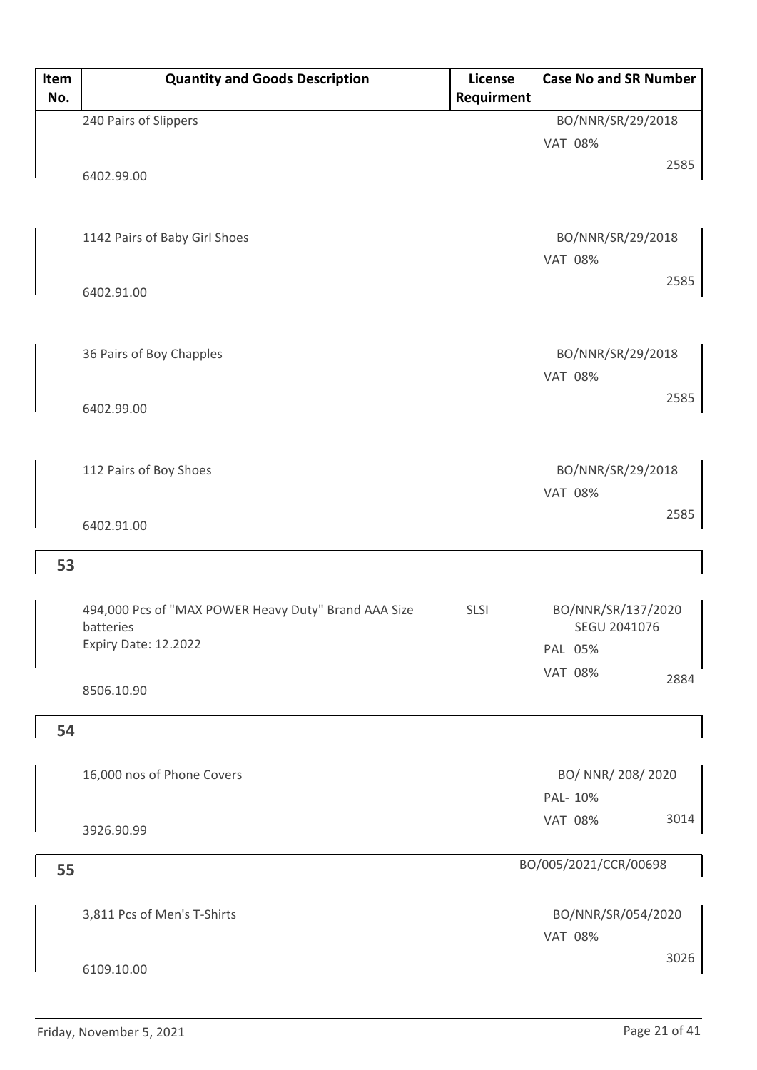| Item No. | Quantity and Goods Description | License Requirment | Case No and SR Number |
|---|---|---|---|
| | 240 Pairs of Slippers<br>6402.99.00 | | BO/NNR/SR/29/2018<br>VAT 08%<br>2585 |
| | 1142 Pairs of Baby Girl Shoes<br>6402.91.00 | | BO/NNR/SR/29/2018<br>VAT 08%<br>2585 |
| | 36 Pairs of Boy Chapples<br>6402.99.00 | | BO/NNR/SR/29/2018<br>VAT 08%<br>2585 |
| | 112 Pairs of Boy Shoes<br>6402.91.00 | | BO/NNR/SR/29/2018<br>VAT 08%<br>2585 |
| **53** | | | |
| | 494,000 Pcs of "MAX POWER Heavy Duty" Brand AAA Size batteries<br>Expiry Date: 12.2022<br>8506.10.90 | SLSI | BO/NNR/SR/137/2020<br>SEGU 2041076<br>PAL 05%<br>VAT 08%<br>2884 |
| **54** | | | |
| | 16,000 nos of Phone Covers<br>3926.90.99 | | BO/ NNR/ 208/ 2020<br>PAL- 10%<br>VAT 08%<br>3014 |
| **55** | | | BO/005/2021/CCR/00698 |
| | 3,811 Pcs of Men's T-Shirts<br>6109.10.00 | | BO/NNR/SR/054/2020<br>VAT 08%<br>3026 |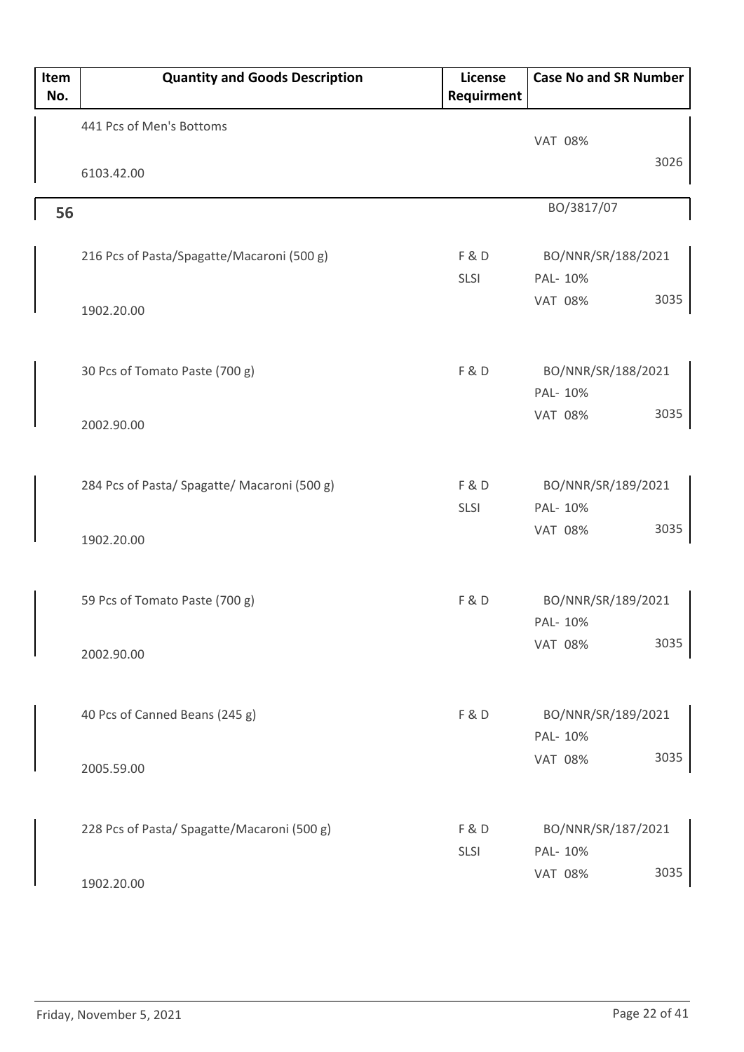| Item No. | Quantity and Goods Description | License Requirment | Case No and SR Number |
|---|---|---|---|
| | 441 Pcs of Men's Bottoms<br>6103.42.00 | | VAT 08%<br>3026 |
| **56** | | | BO/3817/07 |
| | 216 Pcs of Pasta/Spagatte/Macaroni (500 g)<br>1902.20.00 | F & D<br>SLSI | BO/NNR/SR/188/2021<br>PAL- 10%<br>VAT 08% 3035 |
| | 30 Pcs of Tomato Paste (700 g)<br>2002.90.00 | F & D | BO/NNR/SR/188/2021<br>PAL- 10%<br>VAT 08% 3035 |
| | 284 Pcs of Pasta/ Spagatte/ Macaroni (500 g)<br>1902.20.00 | F & D<br>SLSI | BO/NNR/SR/189/2021<br>PAL- 10%<br>VAT 08% 3035 |
| | 59 Pcs of Tomato Paste (700 g)<br>2002.90.00 | F & D | BO/NNR/SR/189/2021<br>PAL- 10%<br>VAT 08% 3035 |
| | 40 Pcs of Canned Beans (245 g)<br>2005.59.00 | F & D | BO/NNR/SR/189/2021<br>PAL- 10%<br>VAT 08% 3035 |
| | 228 Pcs of Pasta/ Spagatte/Macaroni (500 g)<br>1902.20.00 | F & D<br>SLSI | BO/NNR/SR/187/2021<br>PAL- 10%<br>VAT 08% 3035 |

Friday, November 5, 2021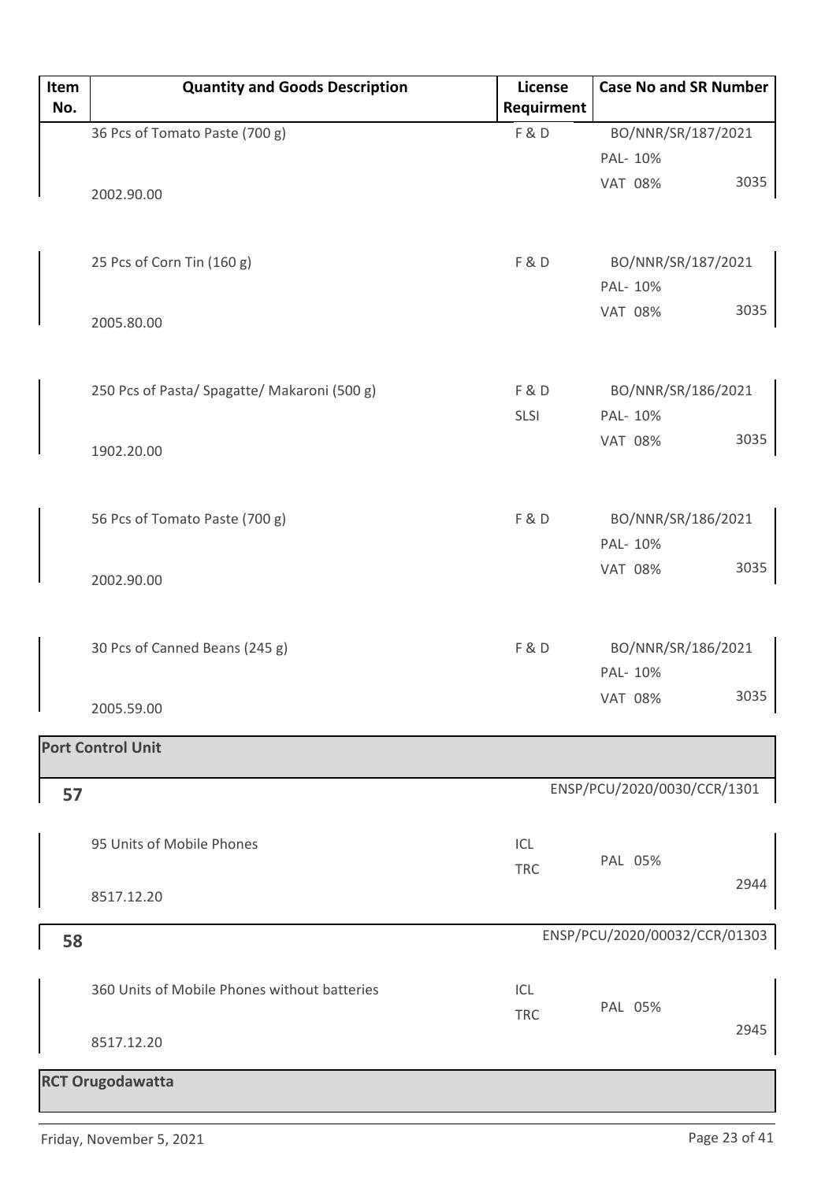| Item No. | Quantity and Goods Description | License Requirment | Case No and SR Number | |
|---|---|---|---|---|
| | 36 Pcs of Tomato Paste (700 g) | F & D | BO/NNR/SR/187/2021 | |
| | | | PAL- 10% | |
| | 2002.90.00 | | VAT 08% | 3035 |
| | 25 Pcs of Corn Tin (160 g) | F & D | BO/NNR/SR/187/2021 | |
| | | | PAL- 10% | |
| | 2005.80.00 | | VAT 08% | 3035 |
| | 250 Pcs of Pasta/ Spagatte/ Makaroni (500 g) | F & D | BO/NNR/SR/186/2021 | |
| | | SLSI | PAL- 10% | |
| | 1902.20.00 | | VAT 08% | 3035 |
| | 56 Pcs of Tomato Paste (700 g) | F & D | BO/NNR/SR/186/2021 | |
| | | | PAL- 10% | |
| | 2002.90.00 | | VAT 08% | 3035 |
| | 30 Pcs of Canned Beans (245 g) | F & D | BO/NNR/SR/186/2021 | |
| | | | PAL- 10% | |
| | 2005.59.00 | | VAT 08% | 3035 |
| **Port Control Unit** | | | | |
| **57** | | | ENSP/PCU/2020/0030/CCR/1301 | |
| | 95 Units of Mobile Phones | ICL | PAL 05% | |
| | | TRC | | |
| | 8517.12.20 | | | 2944 |
| **58** | | | ENSP/PCU/2020/00032/CCR/01303 | |
| | 360 Units of Mobile Phones without batteries | ICL | PAL 05% | |
| | | TRC | | |
| | 8517.12.20 | | | 2945 |
| **RCT Orugodawatta** | | | | |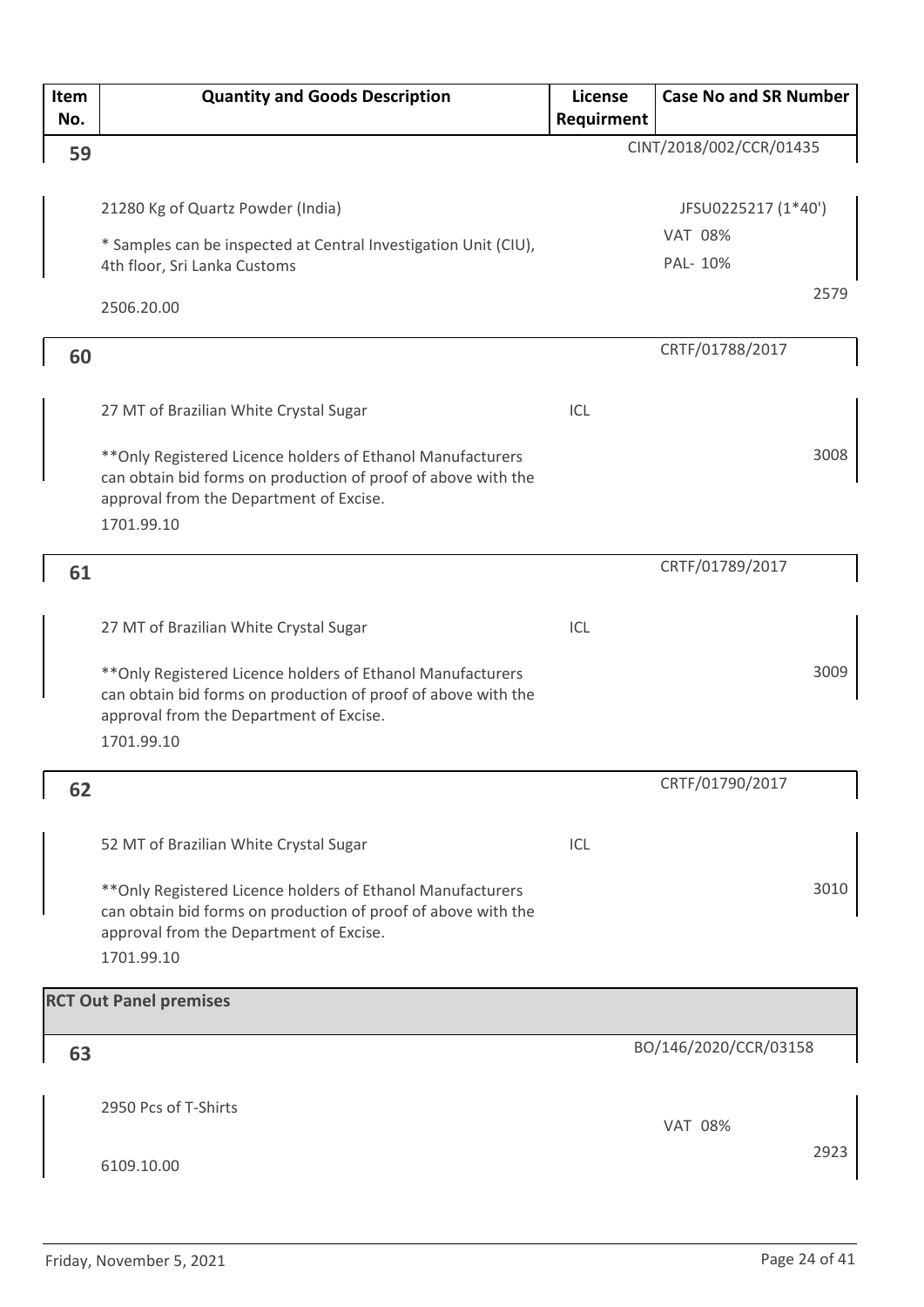| Item No. | Quantity and Goods Description | License Requirment | Case No and SR Number |
|---|---|---|---|
| **59** | | | CINT/2018/002/CCR/01435 |
| | 21280 Kg of Quartz Powder (India)<br>* Samples can be inspected at Central Investigation Unit (CIU), 4th floor, Sri Lanka Customs<br>2506.20.00 | | JFSU0225217 (1*40')<br>VAT 08%<br>PAL- 10%<br>2579 |
| **60** | | | CRTF/01788/2017 |
| | 27 MT of Brazilian White Crystal Sugar<br>**Only Registered Licence holders of Ethanol Manufacturers can obtain bid forms on production of proof of above with the approval from the Department of Excise.<br>1701.99.10 | ICL | 3008 |
| **61** | | | CRTF/01789/2017 |
| | 27 MT of Brazilian White Crystal Sugar<br>**Only Registered Licence holders of Ethanol Manufacturers can obtain bid forms on production of proof of above with the approval from the Department of Excise.<br>1701.99.10 | ICL | 3009 |
| **62** | | | CRTF/01790/2017 |
| | 52 MT of Brazilian White Crystal Sugar<br>**Only Registered Licence holders of Ethanol Manufacturers can obtain bid forms on production of proof of above with the approval from the Department of Excise.<br>1701.99.10 | ICL | 3010 |
| **RCT Out Panel premises** | | | |
| **63** | | | BO/146/2020/CCR/03158 |
| | 2950 Pcs of T-Shirts<br>6109.10.00 | | VAT 08%<br>2923 |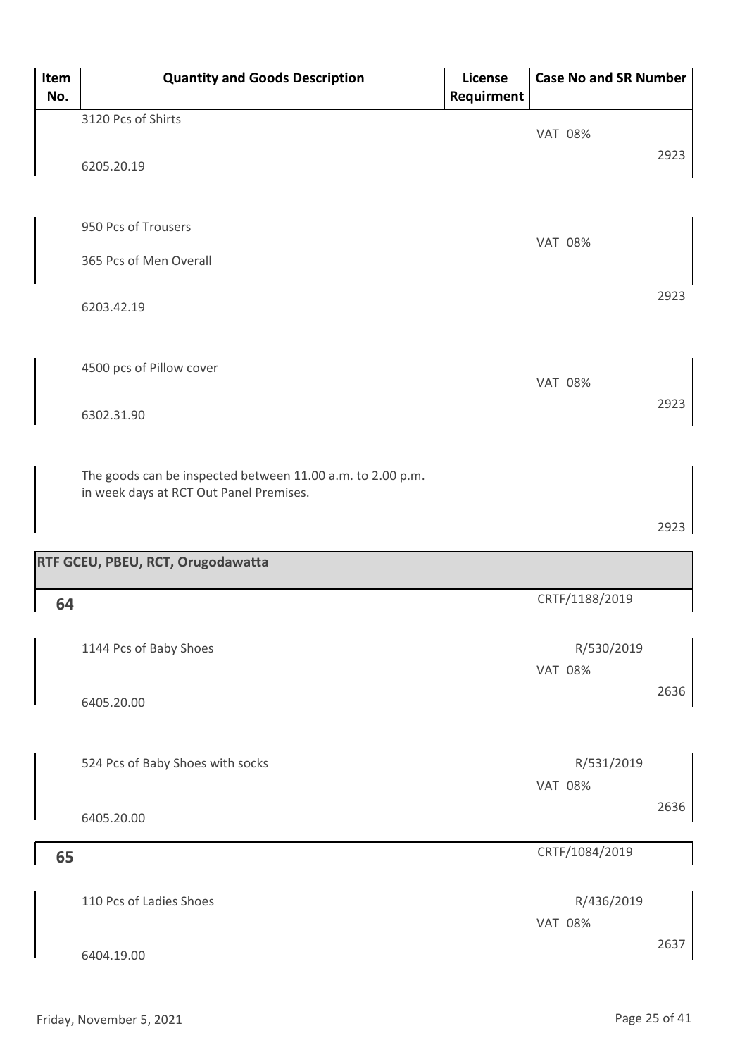| Item No. | Quantity and Goods Description | License Requirment | Case No and SR Number |
|---|---|---|---|
| | 3120 Pcs of Shirts<br><br>6205.20.19 | | VAT 08%<br>2923 |
| | 950 Pcs of Trousers<br><br>365 Pcs of Men Overall<br><br>6203.42.19 | | VAT 08%<br>2923 |
| | 4500 pcs of Pillow cover<br><br>6302.31.90 | | VAT 08%<br>2923 |
| | The goods can be inspected between 11.00 a.m. to 2.00 p.m. in week days at RCT Out Panel Premises. | | 2923 |
| **RTF GCEU, PBEU, RCT, Orugodawatta** | | | |
| **64** | | | CRTF/1188/2019 |
| | 1144 Pcs of Baby Shoes<br><br>6405.20.00 | | R/530/2019<br>VAT 08%<br>2636 |
| | 524 Pcs of Baby Shoes with socks<br><br>6405.20.00 | | R/531/2019<br>VAT 08%<br>2636 |
| **65** | | | CRTF/1084/2019 |
| | 110 Pcs of Ladies Shoes<br><br>6404.19.00 | | R/436/2019<br>VAT 08%<br>2637 |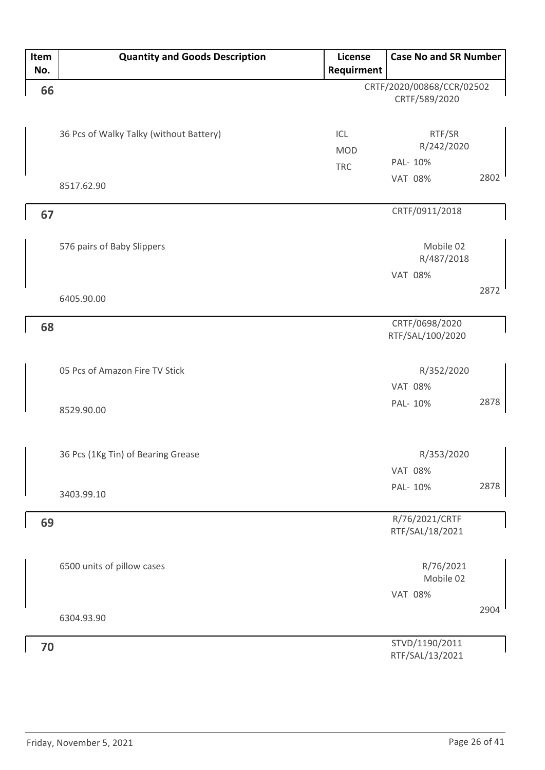| Item No. | Quantity and Goods Description | License Requirment | Case No and SR Number | |
|---|---|---|---|---|
| **66** | | | CRTF/2020/00868/CCR/02502 CRTF/589/2020 | |
| | 36 Pcs of Walky Talky (without Battery) 8517.62.90 | ICL MOD TRC | RTF/SR R/242/2020 PAL- 10% VAT 08% | 2802 |
| **67** | | | CRTF/0911/2018 | |
| | 576 pairs of Baby Slippers 6405.90.00 | | Mobile 02 R/487/2018 VAT 08% | 2872 |
| **68** | | | CRTF/0698/2020 RTF/SAL/100/2020 | |
| | 05 Pcs of Amazon Fire TV Stick 8529.90.00 | | R/352/2020 VAT 08% PAL- 10% | 2878 |
| | 36 Pcs (1Kg Tin) of Bearing Grease 3403.99.10 | | R/353/2020 VAT 08% PAL- 10% | 2878 |
| **69** | | | R/76/2021/CRTF RTF/SAL/18/2021 | |
| | 6500 units of pillow cases 6304.93.90 | | R/76/2021 Mobile 02 VAT 08% | 2904 |
| **70** | | | STVD/1190/2011 RTF/SAL/13/2021 | |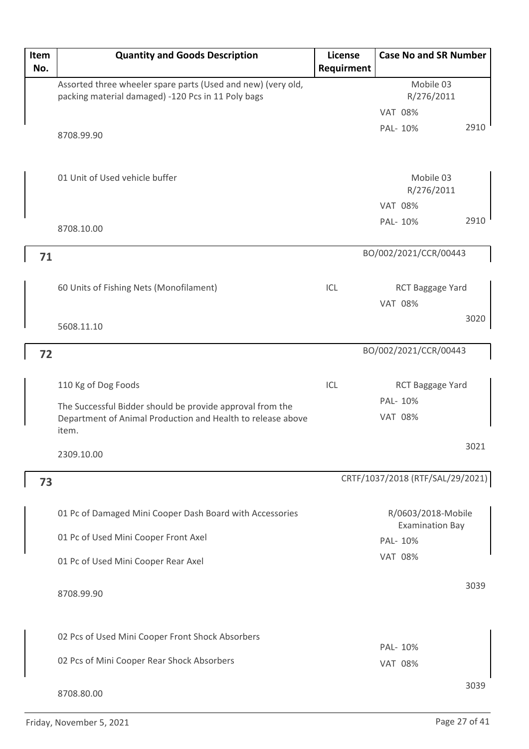| Item No. | Quantity and Goods Description | License Requirment | Case No and SR Number |
|---|---|---|---|
| | Assorted three wheeler spare parts (Used and new) (very old, packing material damaged) -120 Pcs in 11 Poly bags<br><br>8708.99.90 | | Mobile 03<br>R/276/2011<br>VAT 08%<br>PAL- 10%<br>2910 |
| | 01 Unit of Used vehicle buffer<br><br>8708.10.00 | | Mobile 03<br>R/276/2011<br>VAT 08%<br>PAL- 10%<br>2910 |
| **71** | | | BO/002/2021/CCR/00443 |
| | 60 Units of Fishing Nets (Monofilament)<br><br>5608.11.10 | ICL | RCT Baggage Yard<br>VAT 08%<br>3020 |
| **72** | | | BO/002/2021/CCR/00443 |
| | 110 Kg of Dog Foods<br><br>The Successful Bidder should be provide approval from the Department of Animal Production and Health to release above item.<br><br>2309.10.00 | ICL | RCT Baggage Yard<br>PAL- 10%<br>VAT 08%<br>3021 |
| **73** | | | CRTF/1037/2018 (RTF/SAL/29/2021) |
| | 01 Pc of Damaged Mini Cooper Dash Board with Accessories<br><br>01 Pc of Used Mini Cooper Front Axel<br><br>01 Pc of Used Mini Cooper Rear Axel<br><br>8708.99.90 | | R/0603/2018-Mobile Examination Bay<br>PAL- 10%<br>VAT 08%<br>3039 |
| | 02 Pcs of Used Mini Cooper Front Shock Absorbers<br><br>02 Pcs of Mini Cooper Rear Shock Absorbers<br><br>8708.80.00 | | PAL- 10%<br>VAT 08%<br>3039 |

Friday, November 5, 2021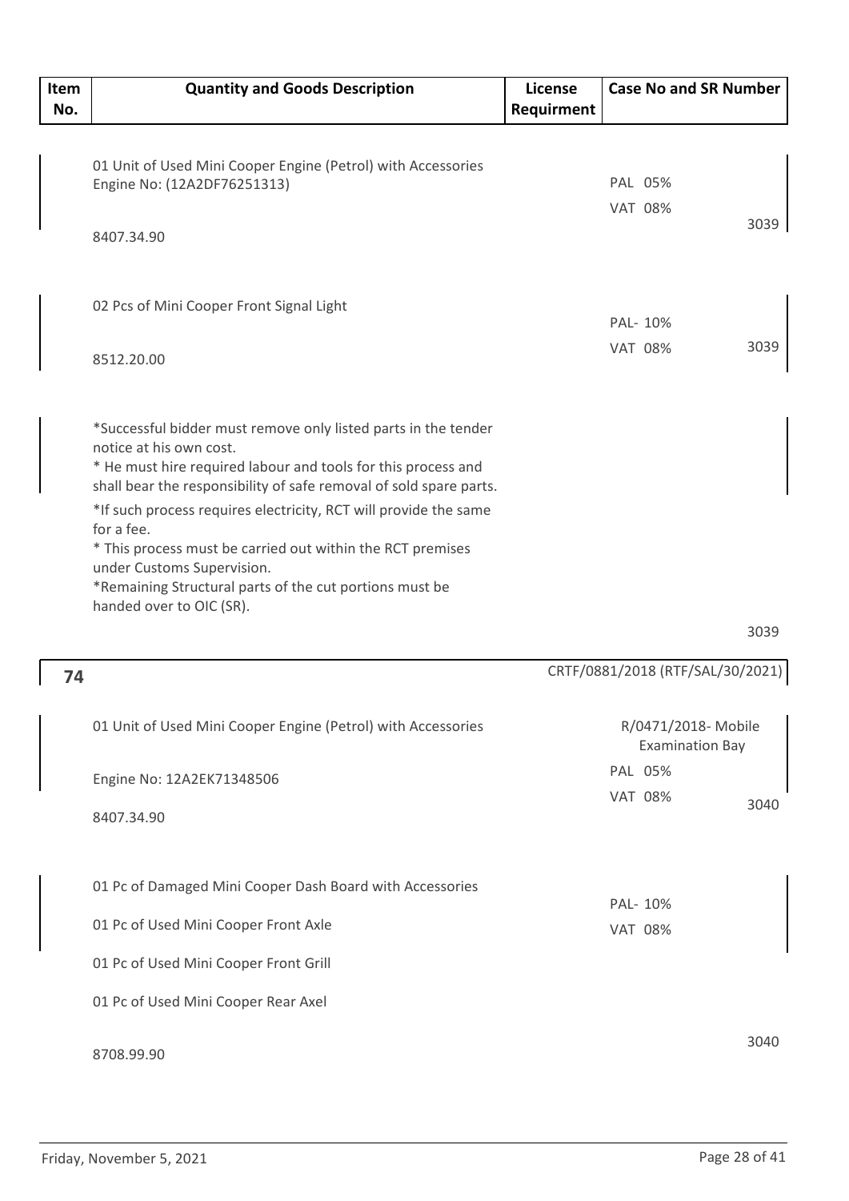| Item No. | Quantity and Goods Description | License Requirment | Case No and SR Number |
|---|---|---|---|
| | 01 Unit of Used Mini Cooper Engine (Petrol) with Accessories<br>Engine No: (12A2DF76251313)<br><br>8407.34.90 | | PAL 05%<br>VAT 08%<br>3039 |
| | 02 Pcs of Mini Cooper Front Signal Light<br><br>8512.20.00 | | PAL- 10%<br>VAT 08%<br>3039 |
| | *Successful bidder must remove only listed parts in the tender notice at his own cost.<br>* He must hire required labour and tools for this process and shall bear the responsibility of safe removal of sold spare parts.<br>*If such process requires electricity, RCT will provide the same for a fee.<br>* This process must be carried out within the RCT premises under Customs Supervision.<br>*Remaining Structural parts of the cut portions must be handed over to OIC (SR). | | 3039 |
| 74 | | | CRTF/0881/2018 (RTF/SAL/30/2021) |
| | 01 Unit of Used Mini Cooper Engine (Petrol) with Accessories<br><br>Engine No: 12A2EK71348506<br><br>8407.34.90 | | R/0471/2018- Mobile Examination Bay<br>PAL 05%<br>VAT 08%<br>3040 |
| | 01 Pc of Damaged Mini Cooper Dash Board with Accessories<br><br>01 Pc of Used Mini Cooper Front Axle<br><br>01 Pc of Used Mini Cooper Front Grill<br><br>01 Pc of Used Mini Cooper Rear Axel<br><br>8708.99.90 | | PAL- 10%<br>VAT 08%<br>3040 |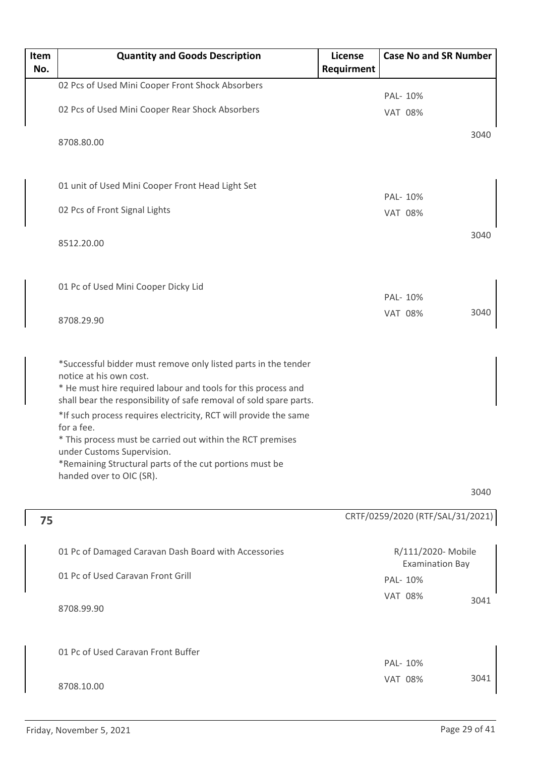| Item No. | Quantity and Goods Description | License Requirment | Case No and SR Number |
|---|---|---|---|
| | 02 Pcs of Used Mini Cooper Front Shock Absorbers<br><br>02 Pcs of Used Mini Cooper Rear Shock Absorbers<br><br>8708.80.00 | | PAL- 10%<br>VAT 08%<br>3040 |
| | 01 unit of Used Mini Cooper Front Head Light Set<br><br>02 Pcs of Front Signal Lights<br><br>8512.20.00 | | PAL- 10%<br>VAT 08%<br>3040 |
| | 01 Pc of Used Mini Cooper Dicky Lid<br><br>8708.29.90 | | PAL- 10%<br>VAT 08%<br>3040 |
| | *Successful bidder must remove only listed parts in the tender notice at his own cost.<br>* He must hire required labour and tools for this process and shall bear the responsibility of safe removal of sold spare parts.<br>*If such process requires electricity, RCT will provide the same for a fee.<br>* This process must be carried out within the RCT premises under Customs Supervision.<br>*Remaining Structural parts of the cut portions must be handed over to OIC (SR). | | 3040 |
| 75 | | | CRTF/0259/2020 (RTF/SAL/31/2021) |
| | 01 Pc of Damaged Caravan Dash Board with Accessories<br><br>01 Pc of Used Caravan Front Grill<br><br>8708.99.90 | | R/111/2020- Mobile Examination Bay<br>PAL- 10%<br>VAT 08%<br>3041 |
| | 01 Pc of Used Caravan Front Buffer<br><br>8708.10.00 | | PAL- 10%<br>VAT 08%<br>3041 |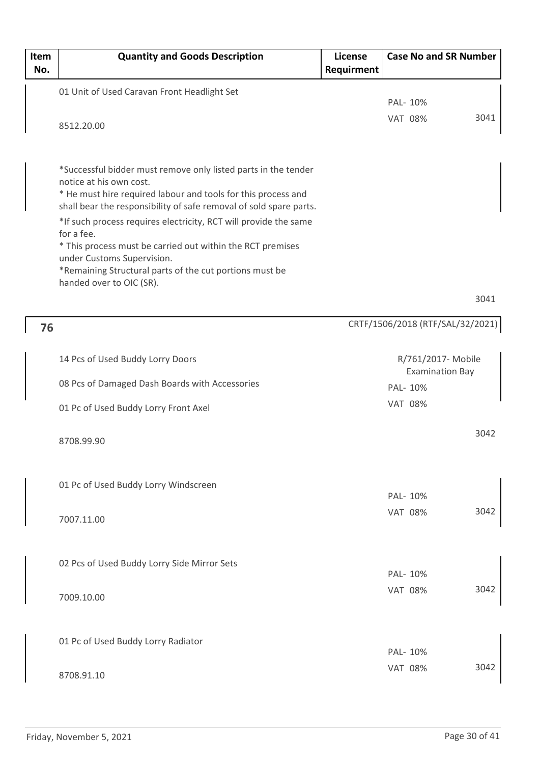| Item No. | Quantity and Goods Description | License Requirment | Case No and SR Number |
|---|---|---|---|
| | 01 Unit of Used Caravan Front Headlight Set<br><br>8512.20.00 | | PAL- 10%<br>VAT 08% 3041 |
| | *Successful bidder must remove only listed parts in the tender notice at his own cost.<br>* He must hire required labour and tools for this process and shall bear the responsibility of safe removal of sold spare parts.<br>*If such process requires electricity, RCT will provide the same for a fee.<br>* This process must be carried out within the RCT premises under Customs Supervision.<br>*Remaining Structural parts of the cut portions must be handed over to OIC (SR). | | 3041 |
| **76** | | | CRTF/1506/2018 (RTF/SAL/32/2021) |
| | 14 Pcs of Used Buddy Lorry Doors<br>08 Pcs of Damaged Dash Boards with Accessories<br>01 Pc of Used Buddy Lorry Front Axel<br><br>8708.99.90 | | R/761/2017- Mobile Examination Bay<br>PAL- 10%<br>VAT 08%<br>3042 |
| | 01 Pc of Used Buddy Lorry Windscreen<br><br>7007.11.00 | | PAL- 10%<br>VAT 08% 3042 |
| | 02 Pcs of Used Buddy Lorry Side Mirror Sets<br><br>7009.10.00 | | PAL- 10%<br>VAT 08% 3042 |
| | 01 Pc of Used Buddy Lorry Radiator<br><br>8708.91.10 | | PAL- 10%<br>VAT 08% 3042 |

Friday, November 5, 2021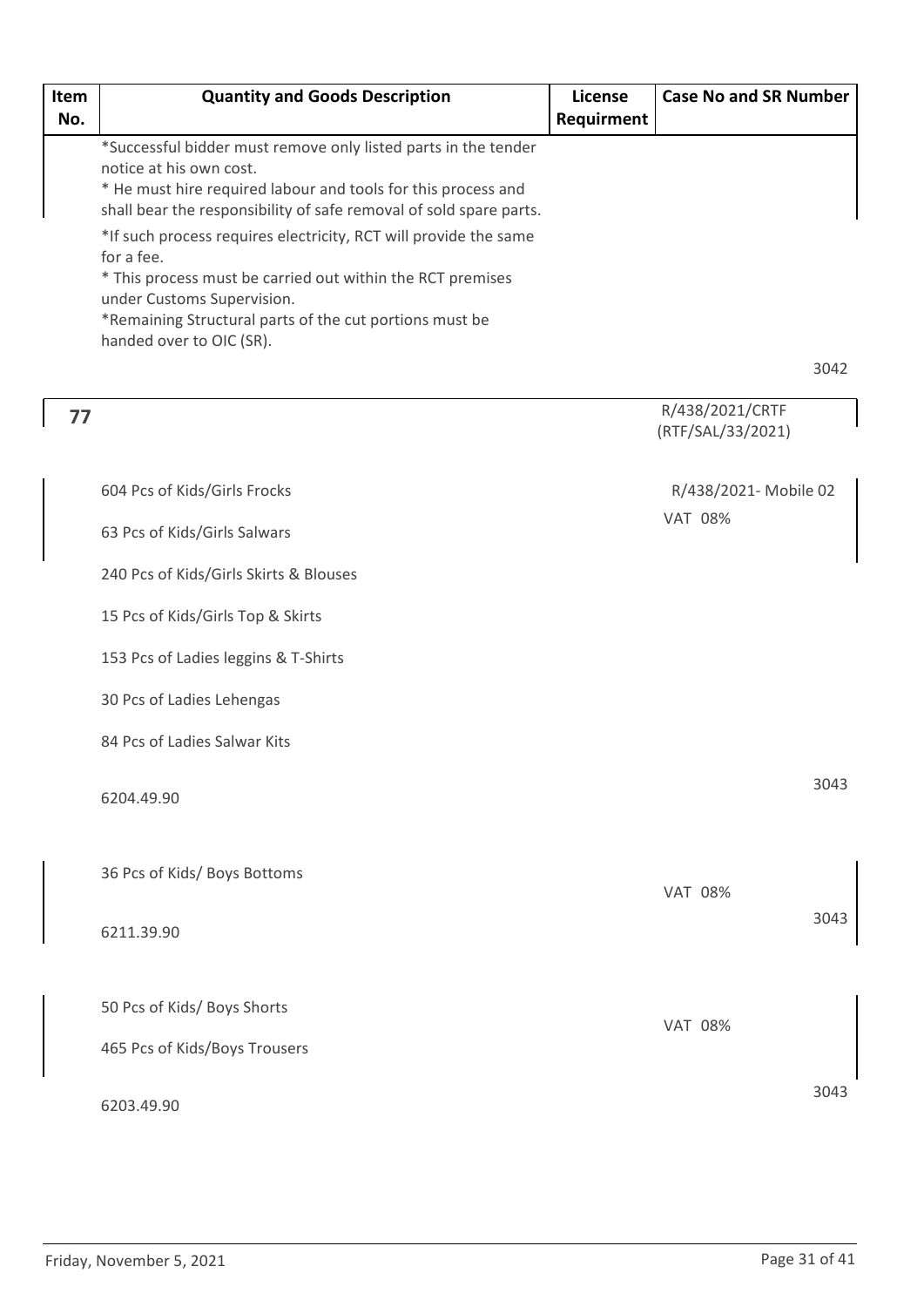| Item No. | Quantity and Goods Description | License Requirment | Case No and SR Number |
|---|---|---|---|
| | *Successful bidder must remove only listed parts in the tender notice at his own cost.<br>* He must hire required labour and tools for this process and shall bear the responsibility of safe removal of sold spare parts.<br>*If such process requires electricity, RCT will provide the same for a fee.<br>* This process must be carried out within the RCT premises under Customs Supervision.<br>*Remaining Structural parts of the cut portions must be handed over to OIC (SR). | | 3042 |
| **77** | | | R/438/2021/CRTF (RTF/SAL/33/2021) |
| | 604 Pcs of Kids/Girls Frocks<br>63 Pcs of Kids/Girls Salwars<br>240 Pcs of Kids/Girls Skirts & Blouses<br>15 Pcs of Kids/Girls Top & Skirts<br>153 Pcs of Ladies leggins & T-Shirts<br>30 Pcs of Ladies Lehengas<br>84 Pcs of Ladies Salwar Kits<br>6204.49.90 | | R/438/2021- Mobile 02<br>VAT 08%<br>3043 |
| | 36 Pcs of Kids/ Boys Bottoms<br>6211.39.90 | | VAT 08%<br>3043 |
| | 50 Pcs of Kids/ Boys Shorts<br>465 Pcs of Kids/Boys Trousers<br>6203.49.90 | | VAT 08%<br>3043 |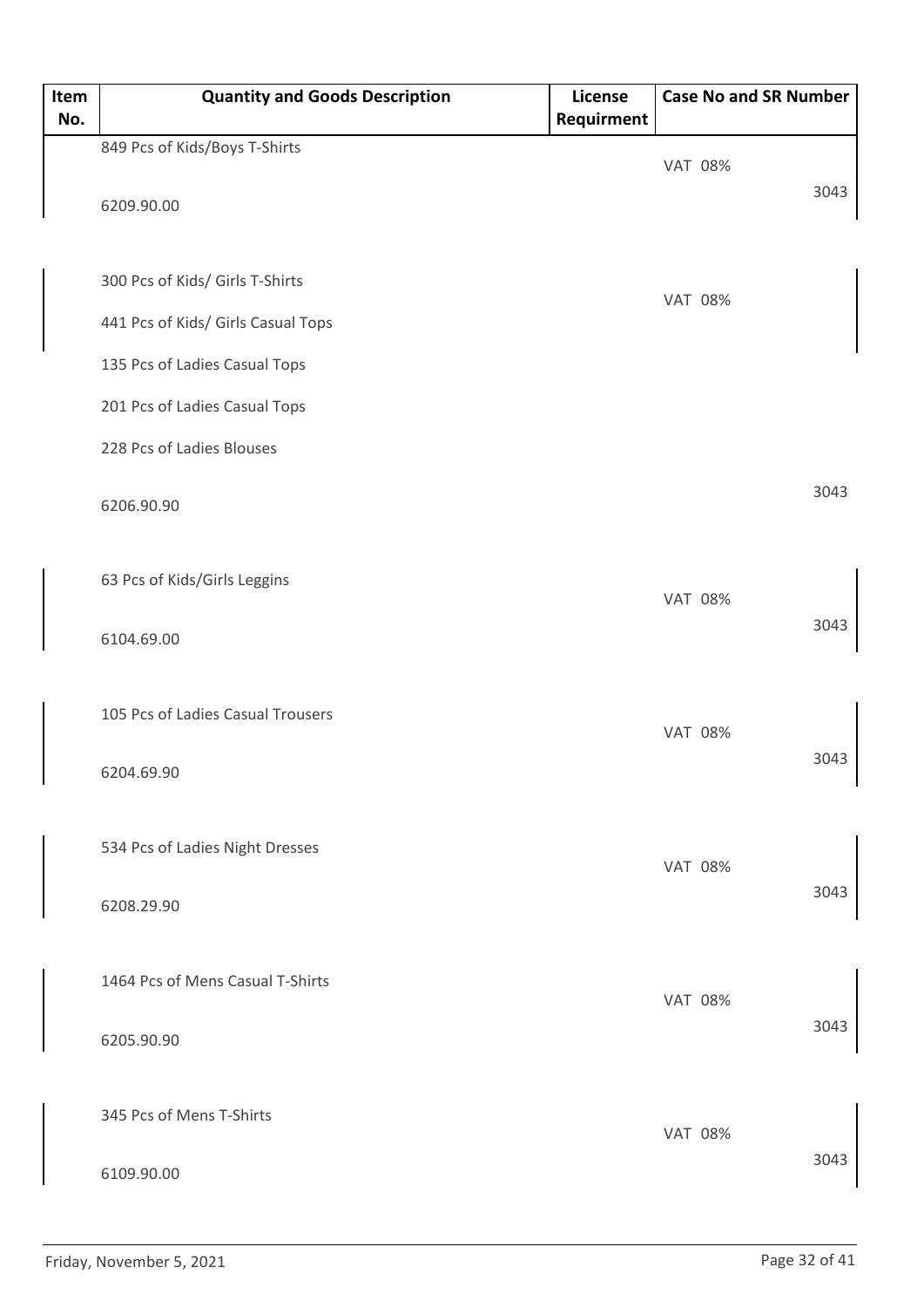| Item No. | Quantity and Goods Description | License Requirment | Case No and SR Number |
|---|---|---|---|
| | 849 Pcs of Kids/Boys T-Shirts<br><br>6209.90.00 | | VAT 08%<br><br>3043 |
| | 300 Pcs of Kids/ Girls T-Shirts<br><br>441 Pcs of Kids/ Girls Casual Tops<br><br>135 Pcs of Ladies Casual Tops<br><br>201 Pcs of Ladies Casual Tops<br><br>228 Pcs of Ladies Blouses<br><br>6206.90.90 | | VAT 08%<br><br>3043 |
| | 63 Pcs of Kids/Girls Leggins<br><br>6104.69.00 | | VAT 08%<br><br>3043 |
| | 105 Pcs of Ladies Casual Trousers<br><br>6204.69.90 | | VAT 08%<br><br>3043 |
| | 534 Pcs of Ladies Night Dresses<br><br>6208.29.90 | | VAT 08%<br><br>3043 |
| | 1464 Pcs of Mens Casual T-Shirts<br><br>6205.90.90 | | VAT 08%<br><br>3043 |
| | 345 Pcs of Mens T-Shirts<br><br>6109.90.00 | | VAT 08%<br><br>3043 |

Friday, November 5, 2021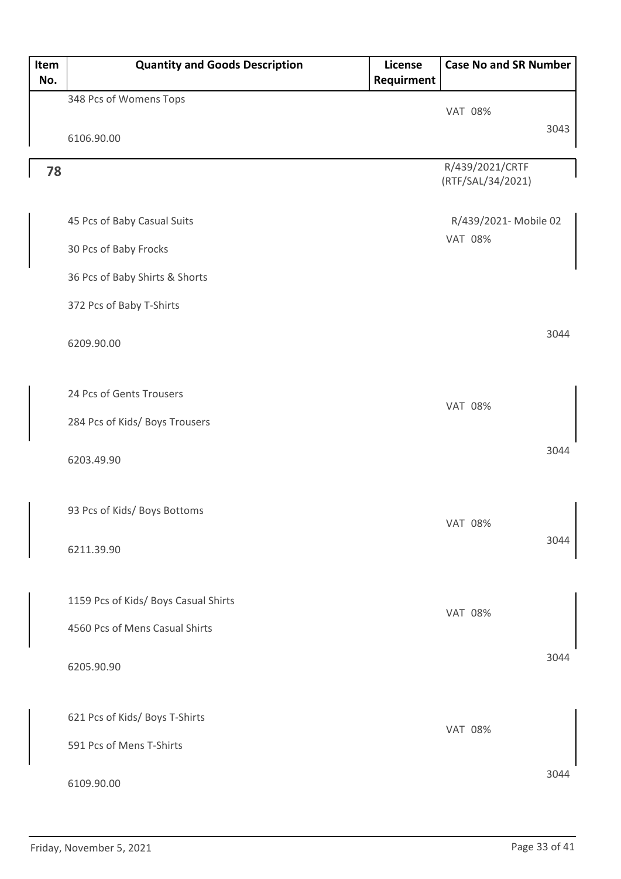| Item No. | Quantity and Goods Description | License Requirment | Case No and SR Number |
|---|---|---|---|
| | 348 Pcs of Womens Tops<br><br>6106.90.00 | | VAT 08%<br><br>3043 |
| **78** | | | R/439/2021/CRTF (RTF/SAL/34/2021) |
| | 45 Pcs of Baby Casual Suits<br>30 Pcs of Baby Frocks<br>36 Pcs of Baby Shirts & Shorts<br>372 Pcs of Baby T-Shirts<br><br>6209.90.00 | | R/439/2021- Mobile 02<br>VAT 08%<br><br>3044 |
| | 24 Pcs of Gents Trousers<br>284 Pcs of Kids/ Boys Trousers<br><br>6203.49.90 | | VAT 08%<br><br>3044 |
| | 93 Pcs of Kids/ Boys Bottoms<br><br>6211.39.90 | | VAT 08%<br><br>3044 |
| | 1159 Pcs of Kids/ Boys Casual Shirts<br>4560 Pcs of Mens Casual Shirts<br><br>6205.90.90 | | VAT 08%<br><br>3044 |
| | 621 Pcs of Kids/ Boys T-Shirts<br>591 Pcs of Mens T-Shirts<br><br>6109.90.00 | | VAT 08%<br><br>3044 |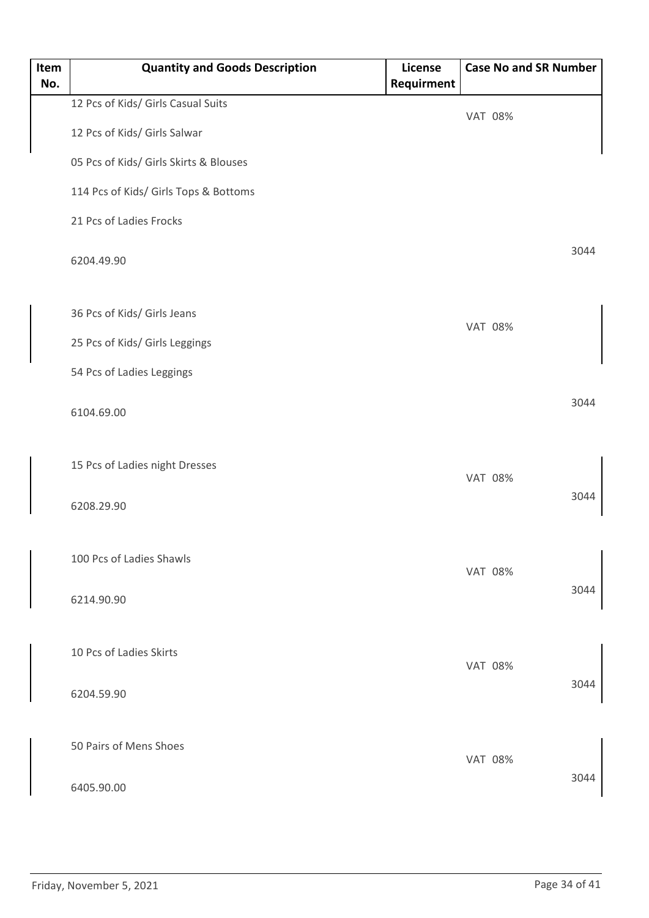| Item No. | Quantity and Goods Description | License Requirment | Case No and SR Number |
|---|---|---|---|
| | 12 Pcs of Kids/ Girls Casual Suits<br>12 Pcs of Kids/ Girls Salwar<br>05 Pcs of Kids/ Girls Skirts & Blouses<br>114 Pcs of Kids/ Girls Tops & Bottoms<br>21 Pcs of Ladies Frocks<br>6204.49.90 | | VAT 08%<br>3044 |
| | 36 Pcs of Kids/ Girls Jeans<br>25 Pcs of Kids/ Girls Leggings<br>54 Pcs of Ladies Leggings<br>6104.69.00 | | VAT 08%<br>3044 |
| | 15 Pcs of Ladies night Dresses<br>6208.29.90 | | VAT 08%<br>3044 |
| | 100 Pcs of Ladies Shawls<br>6214.90.90 | | VAT 08%<br>3044 |
| | 10 Pcs of Ladies Skirts<br>6204.59.90 | | VAT 08%<br>3044 |
| | 50 Pairs of Mens Shoes<br>6405.90.00 | | VAT 08%<br>3044 |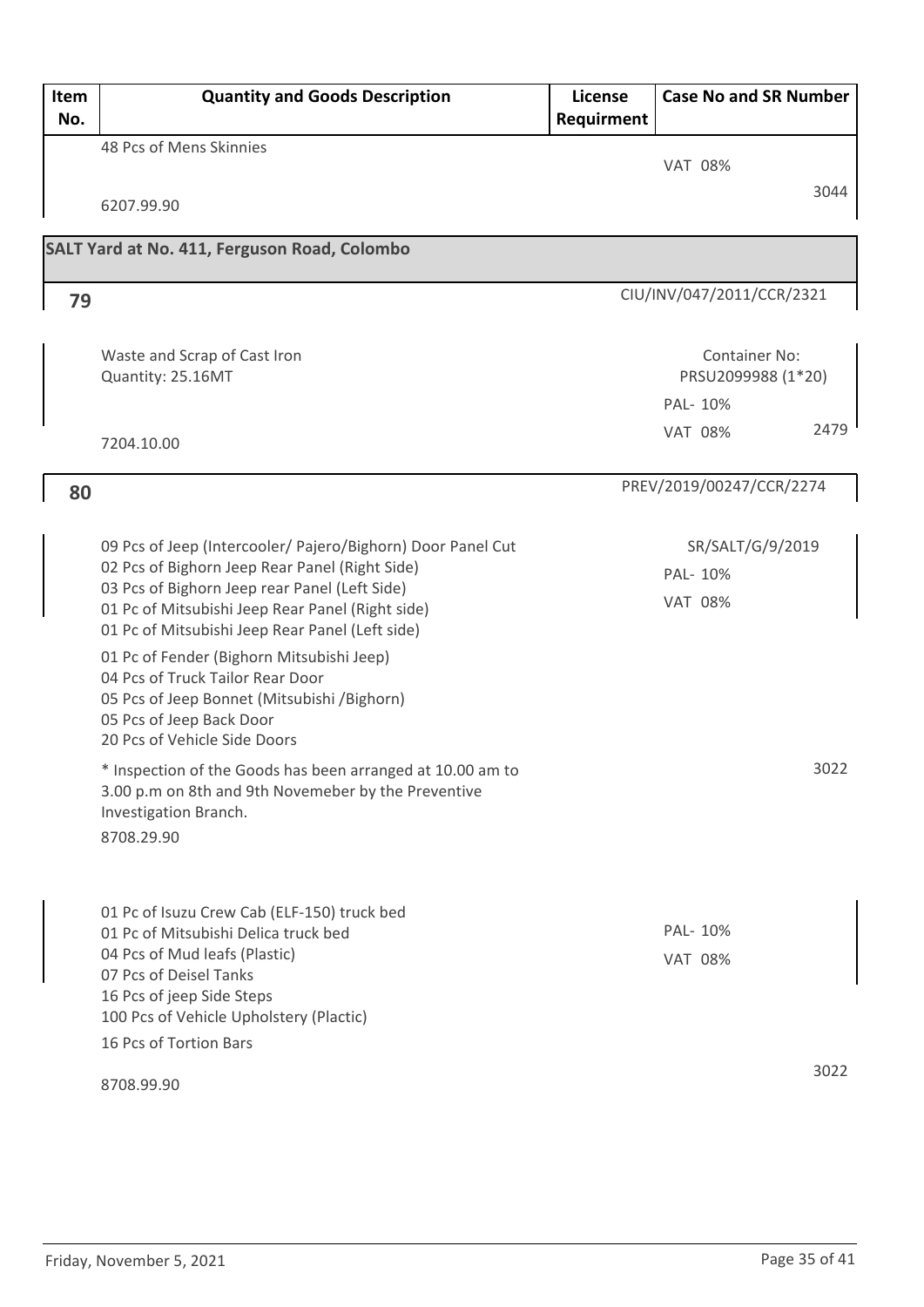| Item No. | Quantity and Goods Description | License Requirment | Case No and SR Number |
|---|---|---|---|
| | 48 Pcs of Mens Skinnies<br><br>6207.99.90 | | VAT 08%<br><br>3044 |

## SALT Yard at No. 411, Ferguson Road, Colombo

| Item No. | Quantity and Goods Description | License Requirment | Case No and SR Number |
|---|---|---|---|
| **79** | | | CIU/INV/047/2011/CCR/2321 |
| | Waste and Scrap of Cast Iron<br>Quantity: 25.16MT<br><br>7204.10.00 | | Container No:<br>PRSU2099988 (1*20)<br>PAL- 10%<br>VAT 08%<br>2479 |
| **80** | | | PREV/2019/00247/CCR/2274 |
| | 09 Pcs of Jeep (Intercooler/ Pajero/Bighorn) Door Panel Cut<br>02 Pcs of Bighorn Jeep Rear Panel (Right Side)<br>03 Pcs of Bighorn Jeep rear Panel (Left Side)<br>01 Pc of Mitsubishi Jeep Rear Panel (Right side)<br>01 Pc of Mitsubishi Jeep Rear Panel (Left side)<br>01 Pc of Fender (Bighorn Mitsubishi Jeep)<br>04 Pcs of Truck Tailor Rear Door<br>05 Pcs of Jeep Bonnet (Mitsubishi /Bighorn)<br>05 Pcs of Jeep Back Door<br>20 Pcs of Vehicle Side Doors<br>* Inspection of the Goods has been arranged at 10.00 am to 3.00 p.m on 8th and 9th Novemeber by the Preventive Investigation Branch.<br>8708.29.90 | | SR/SALT/G/9/2019<br>PAL- 10%<br>VAT 08%<br><br>3022 |
| | 01 Pc of Isuzu Crew Cab (ELF-150) truck bed<br>01 Pc of Mitsubishi Delica truck bed<br>04 Pcs of Mud leafs (Plastic)<br>07 Pcs of Deisel Tanks<br>16 Pcs of jeep Side Steps<br>100 Pcs of Vehicle Upholstery (Plactic)<br>16 Pcs of Tortion Bars<br><br>8708.99.90 | | PAL- 10%<br>VAT 08%<br><br>3022 |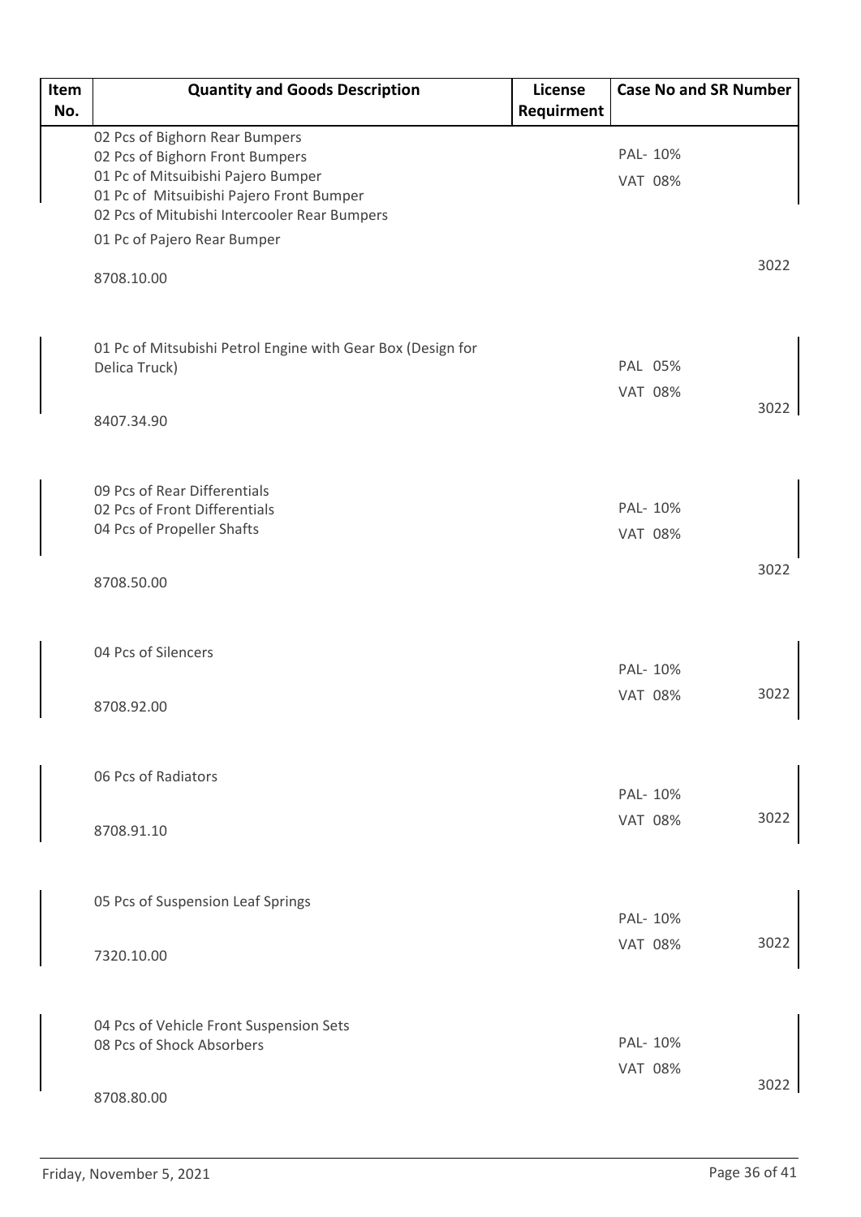| Item No. | Quantity and Goods Description | License Requirment | Case No and SR Number |
|---|---|---|---|
| | 02 Pcs of Bighorn Rear Bumpers<br>02 Pcs of Bighorn Front Bumpers<br>01 Pc of Mitsuibishi Pajero Bumper<br>01 Pc of Mitsuibishi Pajero Front Bumper<br>02 Pcs of Mitubishi Intercooler Rear Bumpers<br>01 Pc of Pajero Rear Bumper<br><br>8708.10.00 | | PAL- 10%<br>VAT 08%<br><br>3022 |
| | 01 Pc of Mitsubishi Petrol Engine with Gear Box (Design for Delica Truck)<br><br>8407.34.90 | | PAL 05%<br>VAT 08%<br><br>3022 |
| | 09 Pcs of Rear Differentials<br>02 Pcs of Front Differentials<br>04 Pcs of Propeller Shafts<br><br>8708.50.00 | | PAL- 10%<br>VAT 08%<br><br>3022 |
| | 04 Pcs of Silencers<br><br>8708.92.00 | | PAL- 10%<br>VAT 08%<br><br>3022 |
| | 06 Pcs of Radiators<br><br>8708.91.10 | | PAL- 10%<br>VAT 08%<br><br>3022 |
| | 05 Pcs of Suspension Leaf Springs<br><br>7320.10.00 | | PAL- 10%<br>VAT 08%<br><br>3022 |
| | 04 Pcs of Vehicle Front Suspension Sets<br>08 Pcs of Shock Absorbers<br><br>8708.80.00 | | PAL- 10%<br>VAT 08%<br><br>3022 |

Friday, November 5, 2021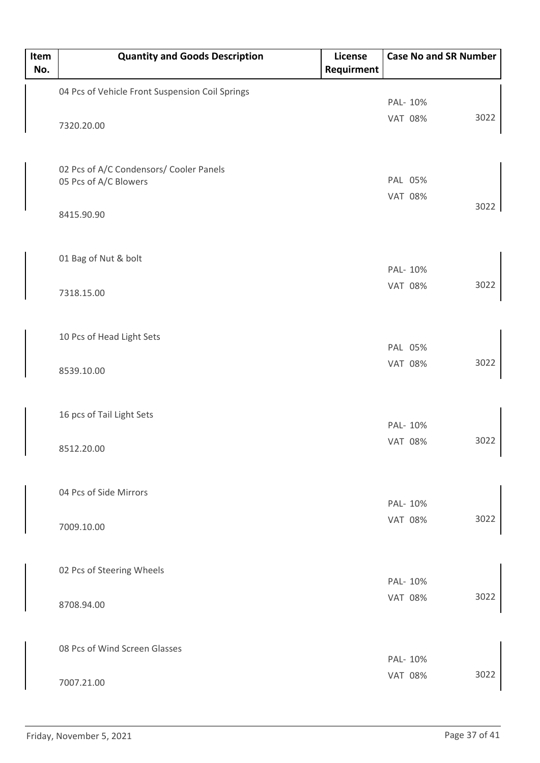| Item No. | Quantity and Goods Description | License Requirment | Case No and SR Number |
|---|---|---|---|
| | 04 Pcs of Vehicle Front Suspension Coil Springs<br><br>7320.20.00 | | PAL- 10%<br>VAT 08% 3022 |
| | 02 Pcs of A/C Condensors/ Cooler Panels<br>05 Pcs of A/C Blowers<br><br>8415.90.90 | | PAL 05%<br>VAT 08% 3022 |
| | 01 Bag of Nut & bolt<br><br>7318.15.00 | | PAL- 10%<br>VAT 08% 3022 |
| | 10 Pcs of Head Light Sets<br><br>8539.10.00 | | PAL 05%<br>VAT 08% 3022 |
| | 16 pcs of Tail Light Sets<br><br>8512.20.00 | | PAL- 10%<br>VAT 08% 3022 |
| | 04 Pcs of Side Mirrors<br><br>7009.10.00 | | PAL- 10%<br>VAT 08% 3022 |
| | 02 Pcs of Steering Wheels<br><br>8708.94.00 | | PAL- 10%<br>VAT 08% 3022 |
| | 08 Pcs of Wind Screen Glasses<br><br>7007.21.00 | | PAL- 10%<br>VAT 08% 3022 |

Friday, November 5, 2021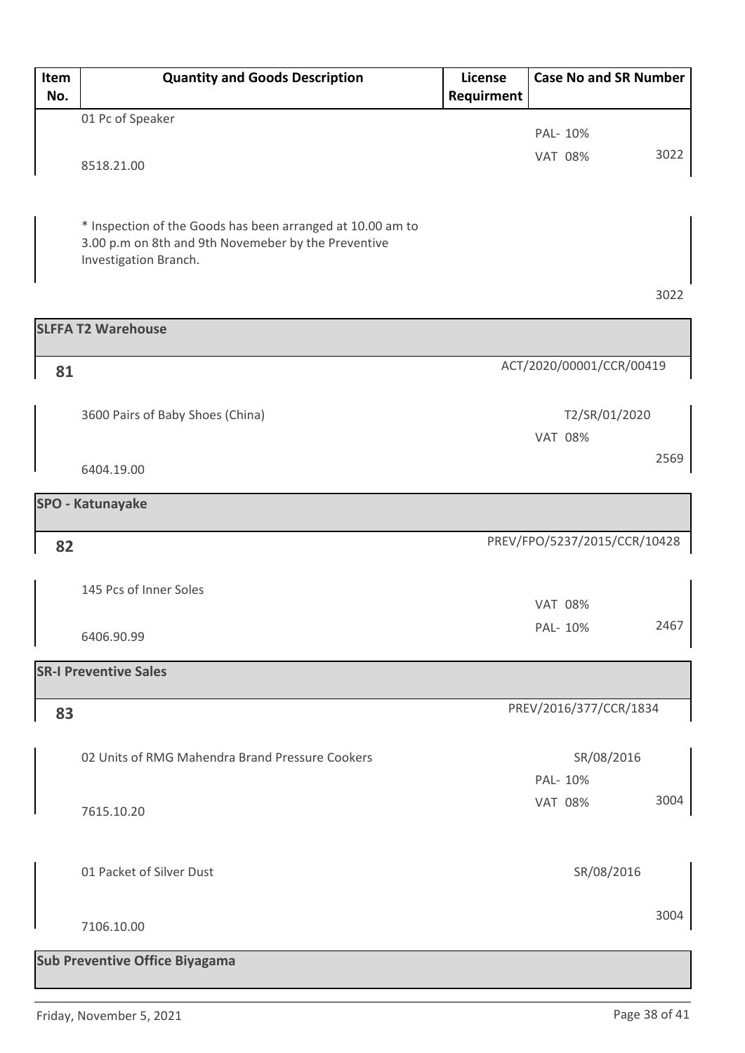| Item No. | Quantity and Goods Description | License Requirment | Case No and SR Number |
|---|---|---|---|
| | 01 Pc of Speaker<br>8518.21.00 | | PAL- 10%<br>VAT 08%<br>3022 |
| | * Inspection of the Goods has been arranged at 10.00 am to 3.00 p.m on 8th and 9th Novemeber by the Preventive Investigation Branch. | | 3022 |
| **SLFFA T2 Warehouse** | | | |
| **81** | | | ACT/2020/00001/CCR/00419 |
| | 3600 Pairs of Baby Shoes (China)<br>6404.19.00 | | T2/SR/01/2020<br>VAT 08%<br>2569 |
| **SPO - Katunayake** | | | |
| **82** | | | PREV/FPO/5237/2015/CCR/10428 |
| | 145 Pcs of Inner Soles<br>6406.90.99 | | VAT 08%<br>PAL- 10%<br>2467 |
| **SR-I Preventive Sales** | | | |
| **83** | | | PREV/2016/377/CCR/1834 |
| | 02 Units of RMG Mahendra Brand Pressure Cookers<br>7615.10.20 | | SR/08/2016<br>PAL- 10%<br>VAT 08%<br>3004 |
| | 01 Packet of Silver Dust<br>7106.10.00 | | SR/08/2016<br>3004 |
| **Sub Preventive Office Biyagama** | | | |

Friday, November 5, 2021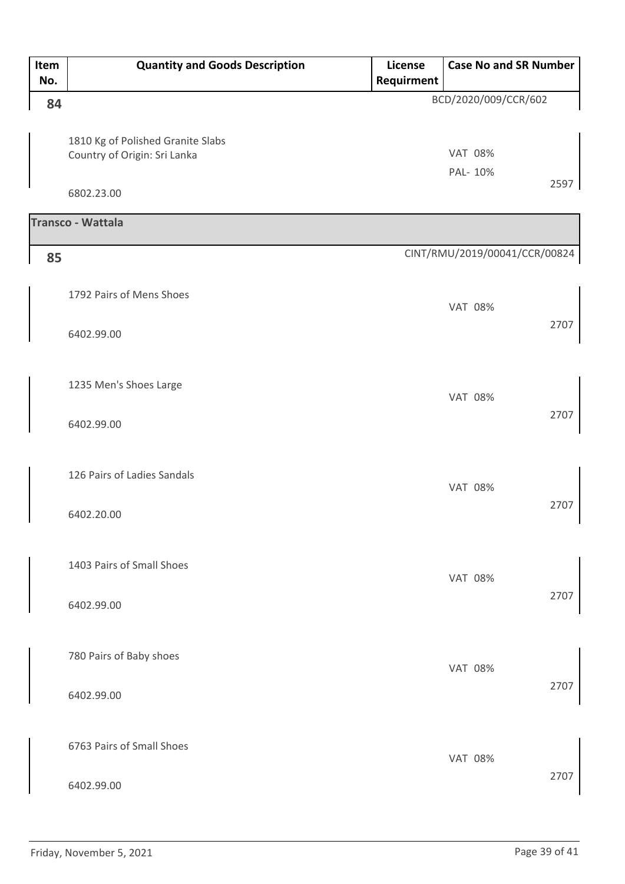| Item No. | Quantity and Goods Description | License Requirment | Case No and SR Number |
|---|---|---|---|
| **84** | | | BCD/2020/009/CCR/602 |
| | 1810 Kg of Polished Granite Slabs<br>Country of Origin: Sri Lanka<br><br>6802.23.00 | | VAT 08%<br>PAL- 10%<br>2597 |
| **Transco - Wattala** | | | |
| **85** | | | CINT/RMU/2019/00041/CCR/00824 |
| | 1792 Pairs of Mens Shoes<br><br>6402.99.00 | | VAT 08%<br>2707 |
| | 1235 Men's Shoes Large<br><br>6402.99.00 | | VAT 08%<br>2707 |
| | 126 Pairs of Ladies Sandals<br><br>6402.20.00 | | VAT 08%<br>2707 |
| | 1403 Pairs of Small Shoes<br><br>6402.99.00 | | VAT 08%<br>2707 |
| | 780 Pairs of Baby shoes<br><br>6402.99.00 | | VAT 08%<br>2707 |
| | 6763 Pairs of Small Shoes<br><br>6402.99.00 | | VAT 08%<br>2707 |

Friday, November 5, 2021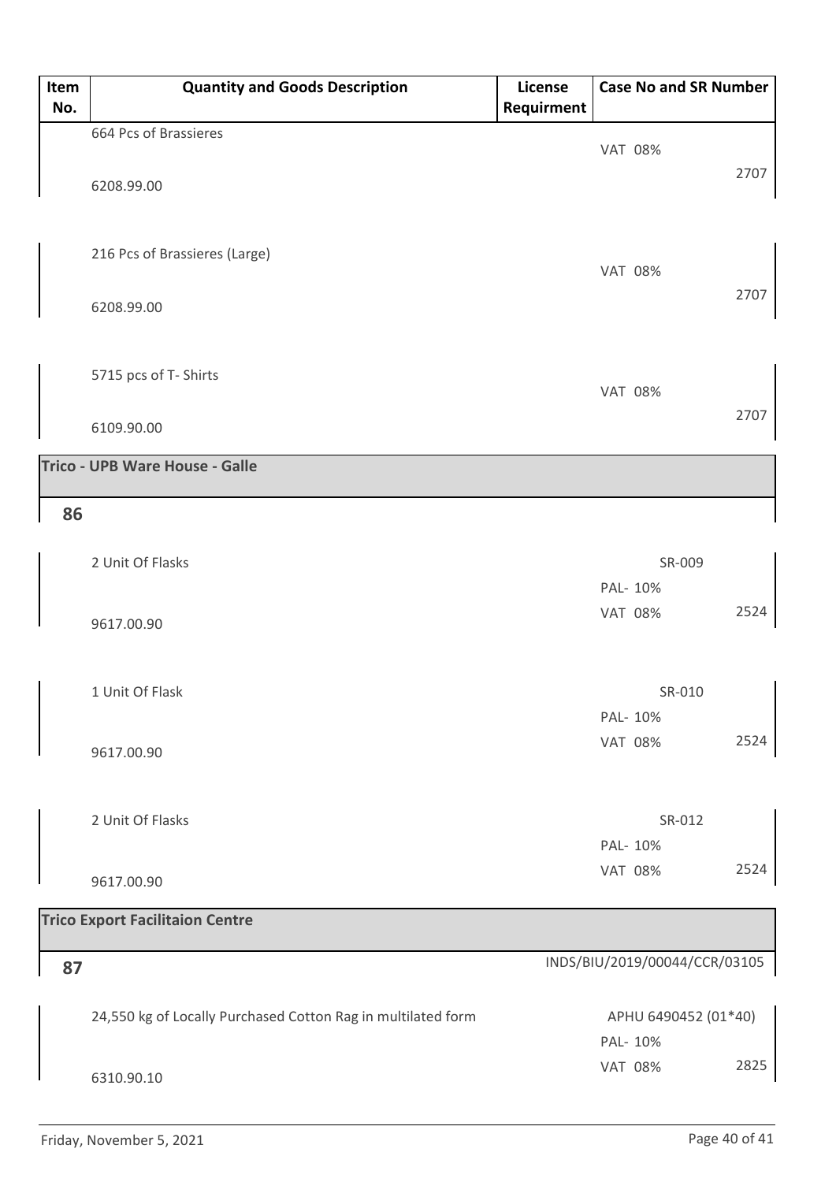| Item No. | Quantity and Goods Description | License Requirment | Case No and SR Number | |
|---|---|---|---|---|
| | 664 Pcs of Brassieres<br>6208.99.00 | | VAT 08% | 2707 |
| | 216 Pcs of Brassieres (Large)<br>6208.99.00 | | VAT 08% | 2707 |
| | 5715 pcs of T- Shirts<br>6109.90.00 | | VAT 08% | 2707 |
| **Trico - UPB Ware House - Galle** | | | | |
| **86** | | | | |
| | 2 Unit Of Flasks<br>9617.00.90 | | SR-009<br>PAL- 10%<br>VAT 08% | 2524 |
| | 1 Unit Of Flask<br>9617.00.90 | | SR-010<br>PAL- 10%<br>VAT 08% | 2524 |
| | 2 Unit Of Flasks<br>9617.00.90 | | SR-012<br>PAL- 10%<br>VAT 08% | 2524 |
| **Trico Export Facilitaion Centre** | | | | |
| **87** | | | INDS/BIU/2019/00044/CCR/03105 | |
| | 24,550 kg of Locally Purchased Cotton Rag in multilated form<br>6310.90.10 | | APHU 6490452 (01*40)<br>PAL- 10%<br>VAT 08% | 2825 |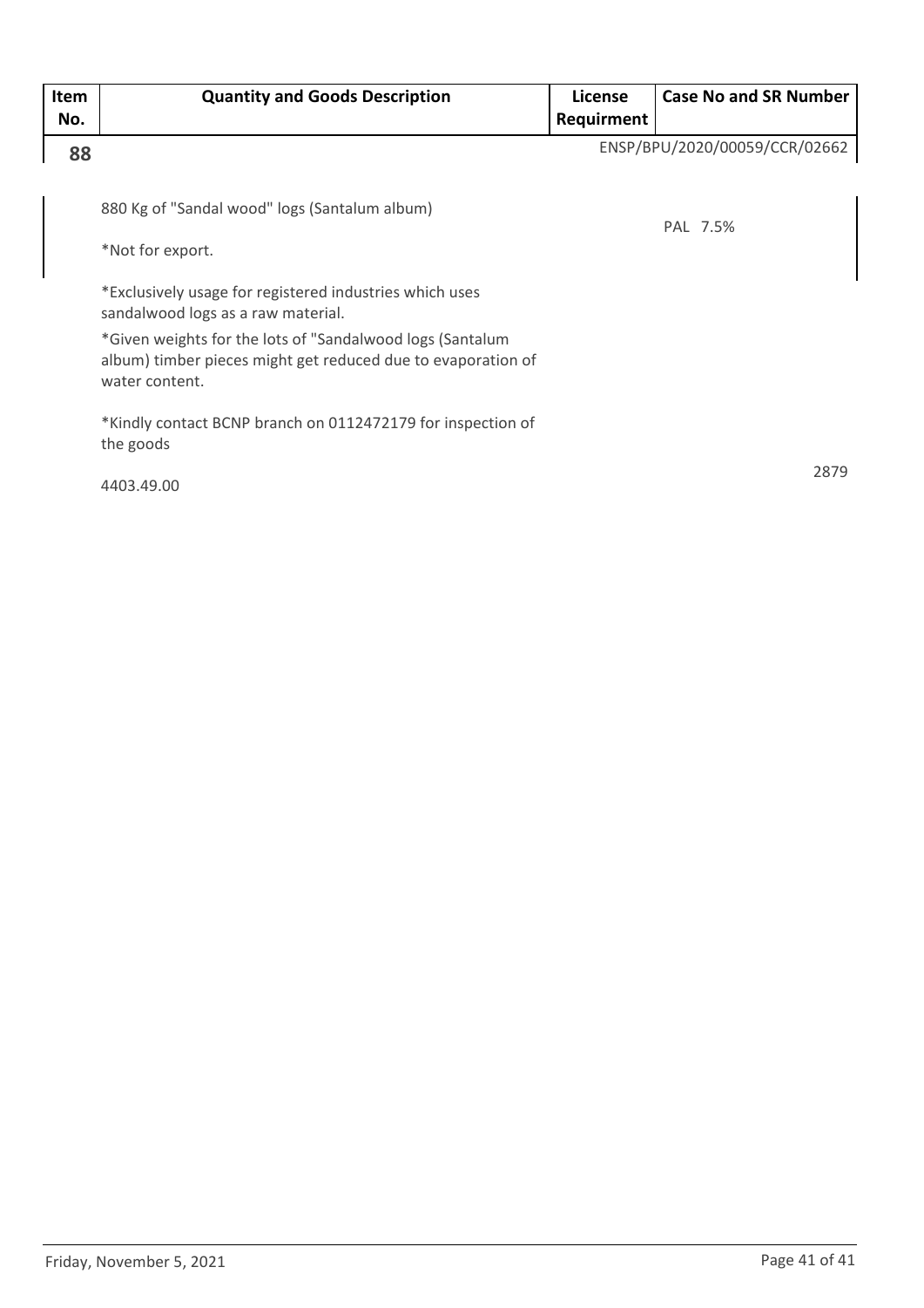| Item No. | Quantity and Goods Description | License Requirment | Case No and SR Number |
|---|---|---|---|
| 88 | | | ENSP/BPU/2020/00059/CCR/02662 |
| | 880 Kg of "Sandal wood" logs (Santalum album)<br><br>*Not for export.<br><br>*Exclusively usage for registered industries which uses sandalwood logs as a raw material.<br><br>*Given weights for the lots of "Sandalwood logs (Santalum album) timber pieces might get reduced due to evaporation of water content.<br><br>*Kindly contact BCNP branch on 0112472179 for inspection of the goods<br><br>4403.49.00 | | PAL 7.5%<br><br>2879 |

Friday, November 5, 2021